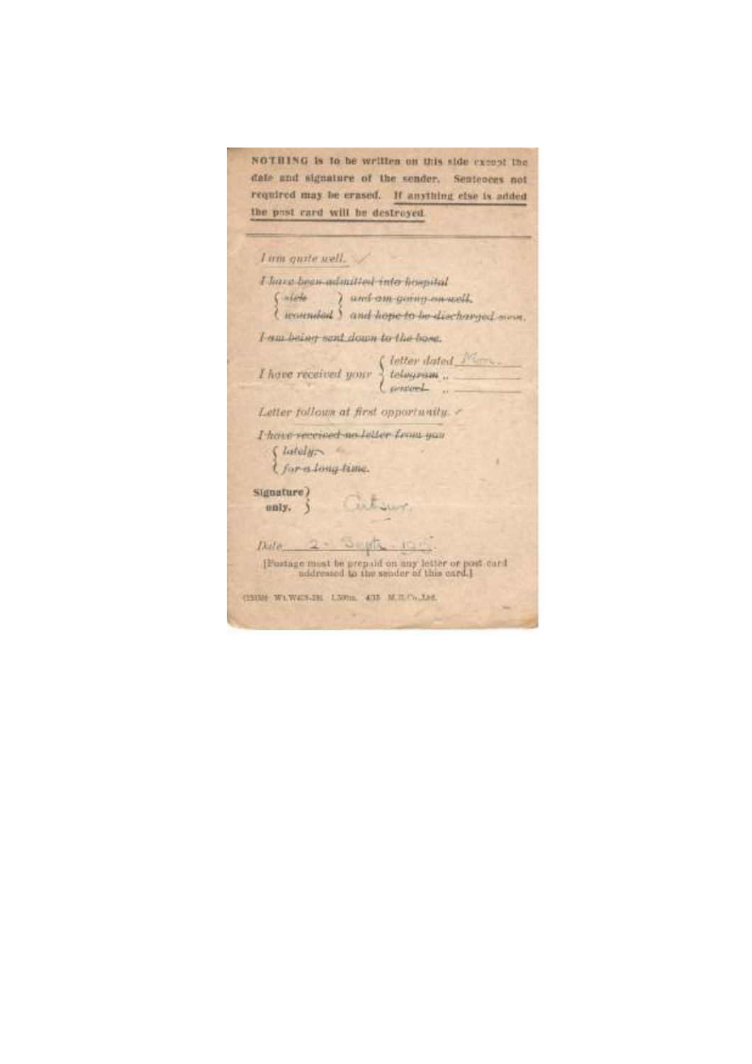**NOTHING is to be written on this side except the date and signature of the sender. Sentences not required may be erased. If anything else is added the post card will be destroyed.**

---

*I am quite well.* ✓

~~*I have been admitted into hospital*~~

~~*sick*~~ ~~*and am going on well.*~~

~~*wounded*~~ ~~*and hope to be discharged soon.*~~

~~*I am being sent down to the base.*~~

*I have received your* *letter dated* Mon.

~~*telegram*~~ ,, \_\_\_\_\_\_\_\_

~~*parcel*~~ ,, \_\_\_\_\_\_\_\_

*Letter follows at first opportunity.* ✓

~~*I have received no letter from you*~~

~~*lately*~~

~~*for a long time.*~~

**Signature only.** Arthur.

*Date* 2 · Sept. · 1915.

[Postage must be prepaid on any letter or post card addressed to the sender of this card.]

(23309) Wt.W428-281 1,500m. 4/15 M.R.Co.,Ltd.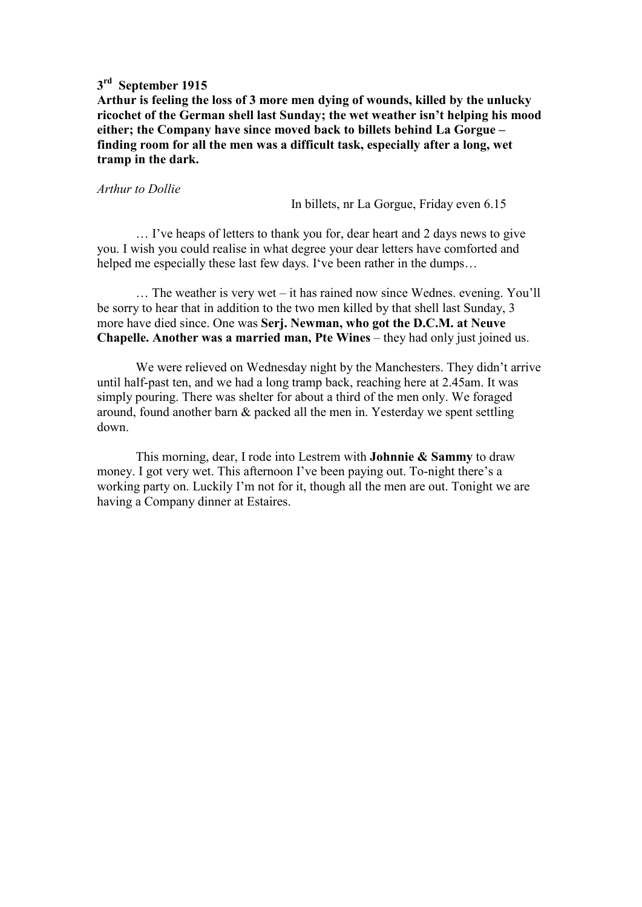**3rd September 1915**

**Arthur is feeling the loss of 3 more men dying of wounds, killed by the unlucky ricochet of the German shell last Sunday; the wet weather isn't helping his mood either; the Company have since moved back to billets behind La Gorgue – finding room for all the men was a difficult task, especially after a long, wet tramp in the dark.**

*Arthur to Dollie*

In billets, nr La Gorgue, Friday even 6.15

… I've heaps of letters to thank you for, dear heart and 2 days news to give you. I wish you could realise in what degree your dear letters have comforted and helped me especially these last few days. I've been rather in the dumps…

… The weather is very wet – it has rained now since Wednes. evening. You'll be sorry to hear that in addition to the two men killed by that shell last Sunday, 3 more have died since. One was **Serj. Newman, who got the D.C.M. at Neuve Chapelle. Another was a married man, Pte Wines** – they had only just joined us.

We were relieved on Wednesday night by the Manchesters. They didn't arrive until half-past ten, and we had a long tramp back, reaching here at 2.45am. It was simply pouring. There was shelter for about a third of the men only. We foraged around, found another barn & packed all the men in. Yesterday we spent settling down.

This morning, dear, I rode into Lestrem with **Johnnie & Sammy** to draw money. I got very wet. This afternoon I've been paying out. To-night there's a working party on. Luckily I'm not for it, though all the men are out. Tonight we are having a Company dinner at Estaires.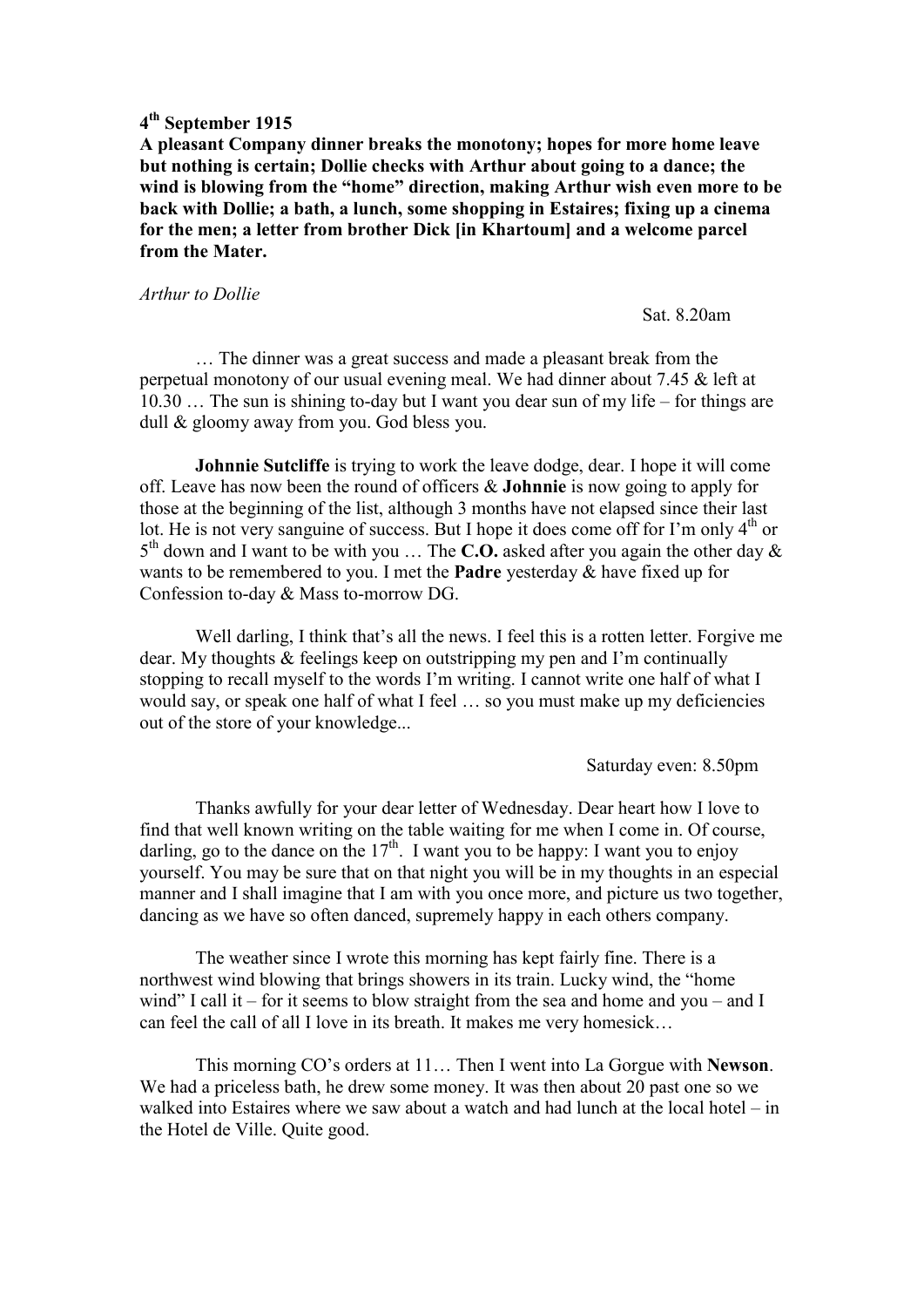**4th September 1915**

**A pleasant Company dinner breaks the monotony; hopes for more home leave but nothing is certain; Dollie checks with Arthur about going to a dance; the wind is blowing from the "home" direction, making Arthur wish even more to be back with Dollie; a bath, a lunch, some shopping in Estaires; fixing up a cinema for the men; a letter from brother Dick [in Khartoum] and a welcome parcel from the Mater.**

*Arthur to Dollie*

Sat. 8.20am

… The dinner was a great success and made a pleasant break from the perpetual monotony of our usual evening meal. We had dinner about 7.45 & left at 10.30 … The sun is shining to-day but I want you dear sun of my life – for things are dull & gloomy away from you. God bless you.

**Johnnie Sutcliffe** is trying to work the leave dodge, dear. I hope it will come off. Leave has now been the round of officers & **Johnnie** is now going to apply for those at the beginning of the list, although 3 months have not elapsed since their last lot. He is not very sanguine of success. But I hope it does come off for I'm only 4th or 5th down and I want to be with you … The **C.O.** asked after you again the other day & wants to be remembered to you. I met the **Padre** yesterday & have fixed up for Confession to-day & Mass to-morrow DG.

Well darling, I think that's all the news. I feel this is a rotten letter. Forgive me dear. My thoughts & feelings keep on outstripping my pen and I'm continually stopping to recall myself to the words I'm writing. I cannot write one half of what I would say, or speak one half of what I feel … so you must make up my deficiencies out of the store of your knowledge...

Saturday even: 8.50pm

Thanks awfully for your dear letter of Wednesday. Dear heart how I love to find that well known writing on the table waiting for me when I come in. Of course, darling, go to the dance on the 17th. I want you to be happy: I want you to enjoy yourself. You may be sure that on that night you will be in my thoughts in an especial manner and I shall imagine that I am with you once more, and picture us two together, dancing as we have so often danced, supremely happy in each others company.

The weather since I wrote this morning has kept fairly fine. There is a northwest wind blowing that brings showers in its train. Lucky wind, the "home wind" I call it – for it seems to blow straight from the sea and home and you – and I can feel the call of all I love in its breath. It makes me very homesick…

This morning CO's orders at 11… Then I went into La Gorgue with **Newson**. We had a priceless bath, he drew some money. It was then about 20 past one so we walked into Estaires where we saw about a watch and had lunch at the local hotel – in the Hotel de Ville. Quite good.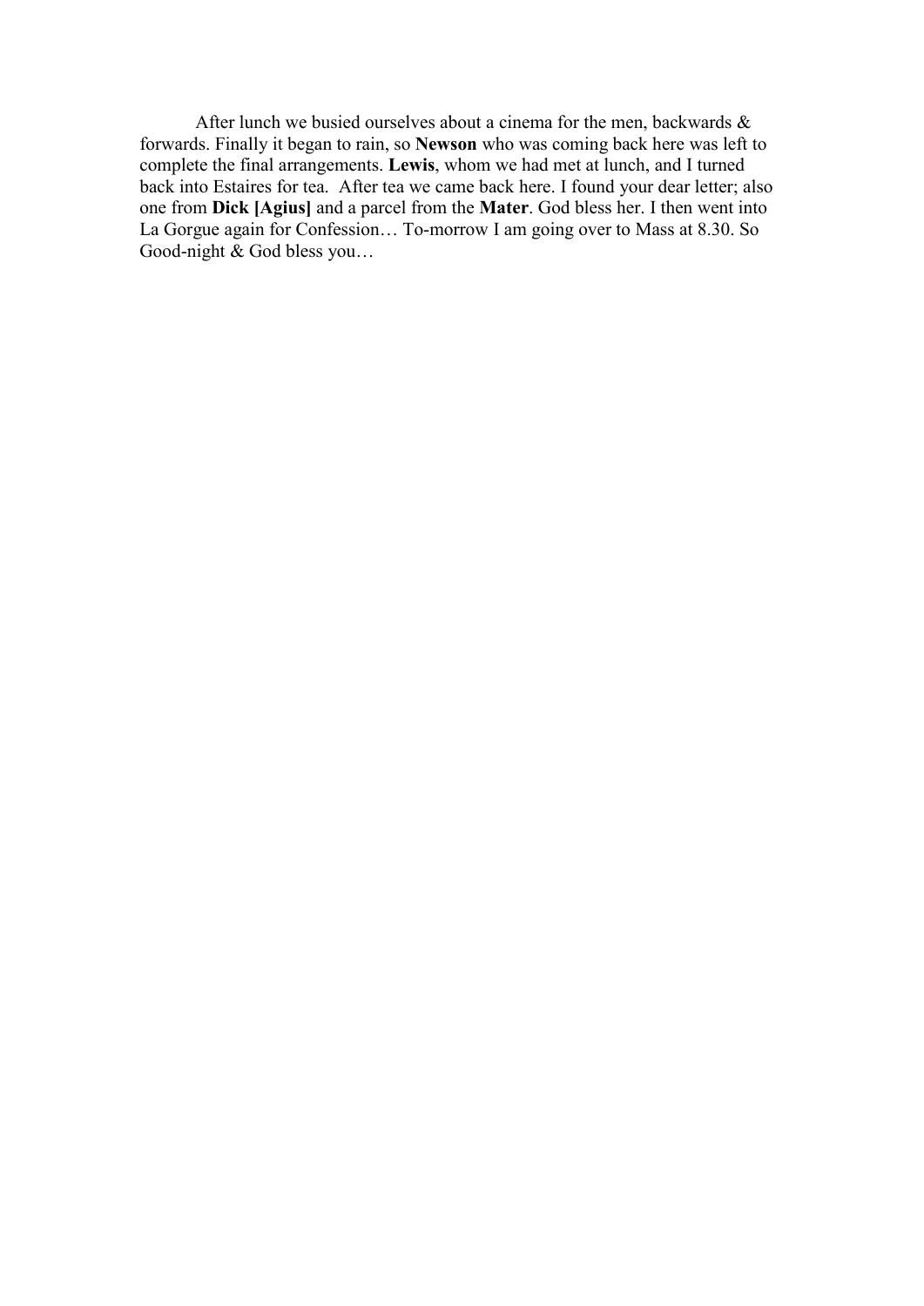After lunch we busied ourselves about a cinema for the men, backwards & forwards. Finally it began to rain, so **Newson** who was coming back here was left to complete the final arrangements. **Lewis**, whom we had met at lunch, and I turned back into Estaires for tea. After tea we came back here. I found your dear letter; also one from **Dick [Agius]** and a parcel from the **Mater**. God bless her. I then went into La Gorgue again for Confession… To-morrow I am going over to Mass at 8.30. So Good-night & God bless you…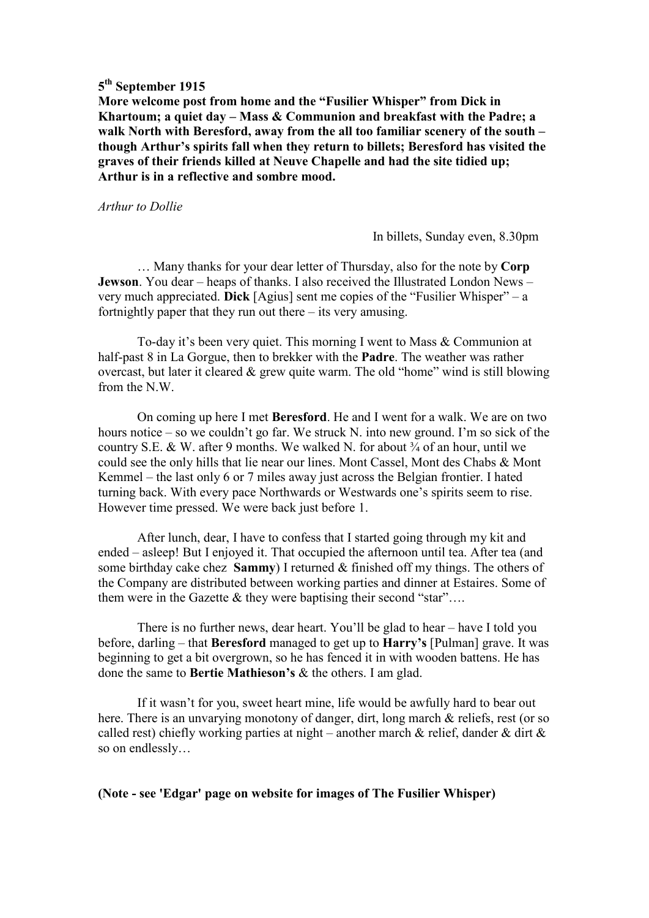**5th September 1915**

**More welcome post from home and the "Fusilier Whisper" from Dick in Khartoum; a quiet day – Mass & Communion and breakfast with the Padre; a walk North with Beresford, away from the all too familiar scenery of the south – though Arthur's spirits fall when they return to billets; Beresford has visited the graves of their friends killed at Neuve Chapelle and had the site tidied up; Arthur is in a reflective and sombre mood.**

*Arthur to Dollie*

In billets, Sunday even, 8.30pm

… Many thanks for your dear letter of Thursday, also for the note by **Corp Jewson**. You dear – heaps of thanks. I also received the Illustrated London News – very much appreciated. **Dick** [Agius] sent me copies of the "Fusilier Whisper" – a fortnightly paper that they run out there – its very amusing.

To-day it's been very quiet. This morning I went to Mass & Communion at half-past 8 in La Gorgue, then to brekker with the **Padre**. The weather was rather overcast, but later it cleared & grew quite warm. The old "home" wind is still blowing from the N.W.

On coming up here I met **Beresford**. He and I went for a walk. We are on two hours notice – so we couldn't go far. We struck N. into new ground. I'm so sick of the country S.E. & W. after 9 months. We walked N. for about ¾ of an hour, until we could see the only hills that lie near our lines. Mont Cassel, Mont des Chabs & Mont Kemmel – the last only 6 or 7 miles away just across the Belgian frontier. I hated turning back. With every pace Northwards or Westwards one's spirits seem to rise. However time pressed. We were back just before 1.

After lunch, dear, I have to confess that I started going through my kit and ended – asleep! But I enjoyed it. That occupied the afternoon until tea. After tea (and some birthday cake chez **Sammy**) I returned & finished off my things. The others of the Company are distributed between working parties and dinner at Estaires. Some of them were in the Gazette & they were baptising their second "star"….

There is no further news, dear heart. You'll be glad to hear – have I told you before, darling – that **Beresford** managed to get up to **Harry's** [Pulman] grave. It was beginning to get a bit overgrown, so he has fenced it in with wooden battens. He has done the same to **Bertie Mathieson's** & the others. I am glad.

If it wasn't for you, sweet heart mine, life would be awfully hard to bear out here. There is an unvarying monotony of danger, dirt, long march & reliefs, rest (or so called rest) chiefly working parties at night – another march & relief, dander & dirt & so on endlessly…

**(Note - see 'Edgar' page on website for images of The Fusilier Whisper)**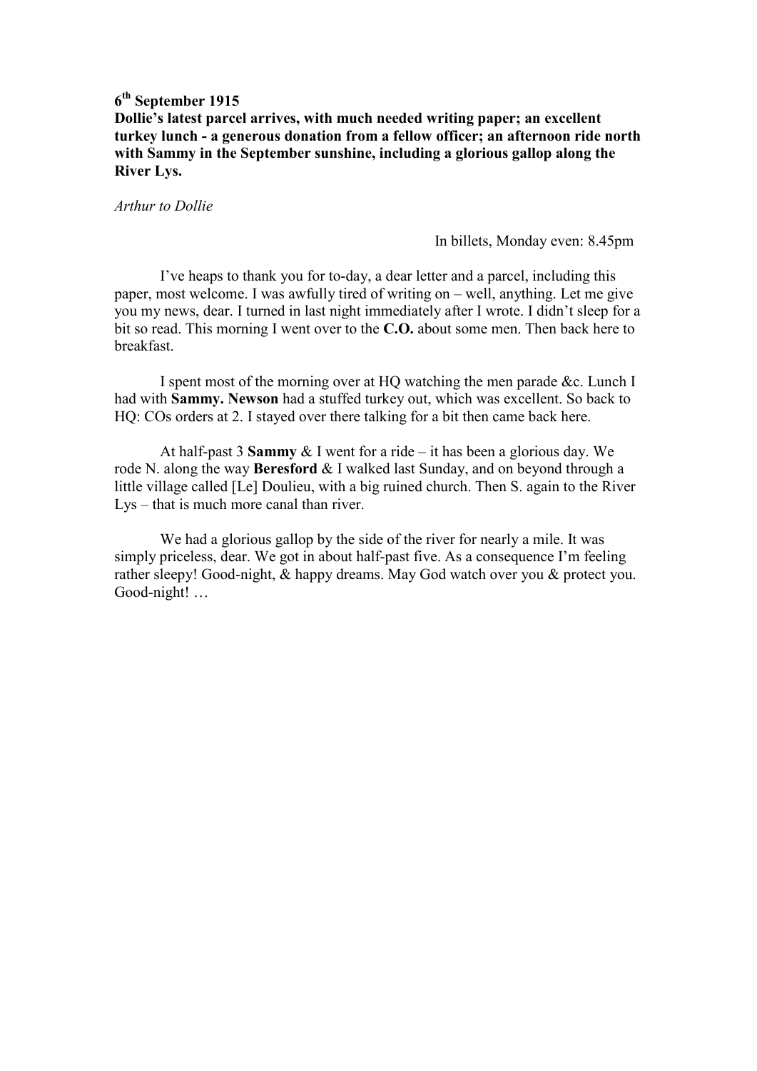**6th September 1915**

**Dollie's latest parcel arrives, with much needed writing paper; an excellent turkey lunch - a generous donation from a fellow officer; an afternoon ride north with Sammy in the September sunshine, including a glorious gallop along the River Lys.**

*Arthur to Dollie*

In billets, Monday even: 8.45pm

I've heaps to thank you for to-day, a dear letter and a parcel, including this paper, most welcome. I was awfully tired of writing on – well, anything. Let me give you my news, dear. I turned in last night immediately after I wrote. I didn't sleep for a bit so read. This morning I went over to the **C.O.** about some men. Then back here to breakfast.

I spent most of the morning over at HQ watching the men parade &c. Lunch I had with **Sammy. Newson** had a stuffed turkey out, which was excellent. So back to HQ: COs orders at 2. I stayed over there talking for a bit then came back here.

At half-past 3 **Sammy** & I went for a ride – it has been a glorious day. We rode N. along the way **Beresford** & I walked last Sunday, and on beyond through a little village called [Le] Doulieu, with a big ruined church. Then S. again to the River Lys – that is much more canal than river.

We had a glorious gallop by the side of the river for nearly a mile. It was simply priceless, dear. We got in about half-past five. As a consequence I'm feeling rather sleepy! Good-night, & happy dreams. May God watch over you & protect you. Good-night! …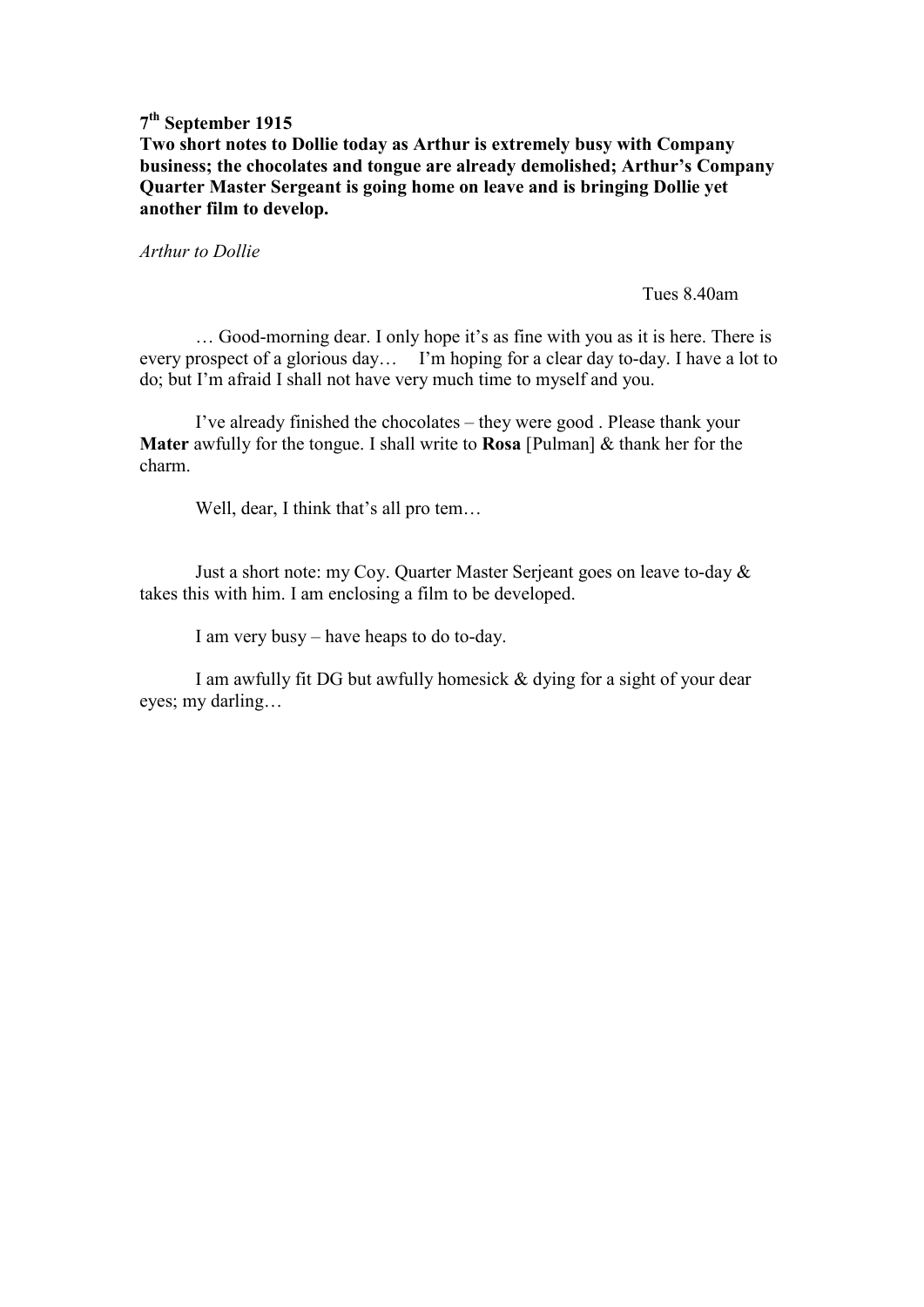**7th September 1915**

**Two short notes to Dollie today as Arthur is extremely busy with Company business; the chocolates and tongue are already demolished; Arthur's Company Quarter Master Sergeant is going home on leave and is bringing Dollie yet another film to develop.**

*Arthur to Dollie*

Tues 8.40am

… Good-morning dear. I only hope it's as fine with you as it is here. There is every prospect of a glorious day… I'm hoping for a clear day to-day. I have a lot to do; but I'm afraid I shall not have very much time to myself and you.

I've already finished the chocolates – they were good . Please thank your **Mater** awfully for the tongue. I shall write to **Rosa** [Pulman] & thank her for the charm.

Well, dear, I think that's all pro tem…

Just a short note: my Coy. Quarter Master Serjeant goes on leave to-day & takes this with him. I am enclosing a film to be developed.

I am very busy – have heaps to do to-day.

I am awfully fit DG but awfully homesick & dying for a sight of your dear eyes; my darling…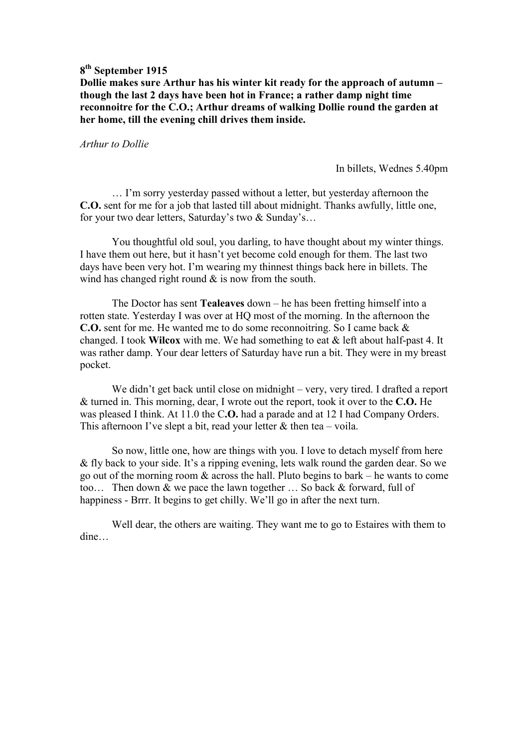**8th September 1915**

**Dollie makes sure Arthur has his winter kit ready for the approach of autumn – though the last 2 days have been hot in France; a rather damp night time reconnoitre for the C.O.; Arthur dreams of walking Dollie round the garden at her home, till the evening chill drives them inside.**

*Arthur to Dollie*

In billets, Wednes 5.40pm

… I'm sorry yesterday passed without a letter, but yesterday afternoon the **C.O.** sent for me for a job that lasted till about midnight. Thanks awfully, little one, for your two dear letters, Saturday's two & Sunday's…

You thoughtful old soul, you darling, to have thought about my winter things. I have them out here, but it hasn't yet become cold enough for them. The last two days have been very hot. I'm wearing my thinnest things back here in billets. The wind has changed right round & is now from the south.

The Doctor has sent **Tealeaves** down – he has been fretting himself into a rotten state. Yesterday I was over at HQ most of the morning. In the afternoon the **C.O.** sent for me. He wanted me to do some reconnoitring. So I came back & changed. I took **Wilcox** with me. We had something to eat & left about half-past 4. It was rather damp. Your dear letters of Saturday have run a bit. They were in my breast pocket.

We didn't get back until close on midnight – very, very tired. I drafted a report & turned in. This morning, dear, I wrote out the report, took it over to the **C.O.** He was pleased I think. At 11.0 the C**.O.** had a parade and at 12 I had Company Orders. This afternoon I've slept a bit, read your letter & then tea – voila.

So now, little one, how are things with you. I love to detach myself from here & fly back to your side. It's a ripping evening, lets walk round the garden dear. So we go out of the morning room & across the hall. Pluto begins to bark – he wants to come too… Then down & we pace the lawn together … So back & forward, full of happiness - Brrr. It begins to get chilly. We'll go in after the next turn.

Well dear, the others are waiting. They want me to go to Estaires with them to dine…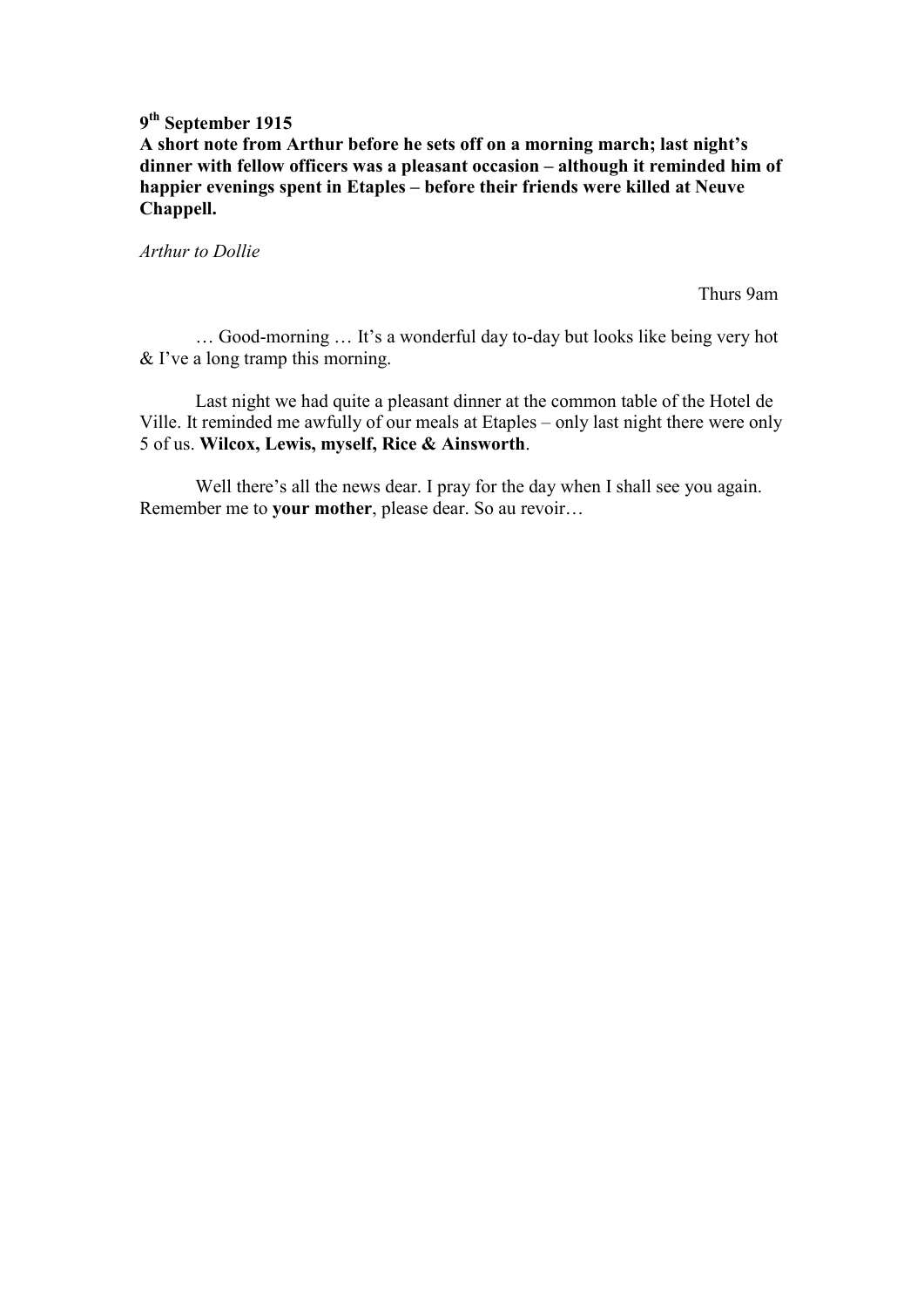**9th September 1915**

**A short note from Arthur before he sets off on a morning march; last night's dinner with fellow officers was a pleasant occasion – although it reminded him of happier evenings spent in Etaples – before their friends were killed at Neuve Chappell.**

*Arthur to Dollie*

Thurs 9am

… Good-morning … It's a wonderful day to-day but looks like being very hot & I've a long tramp this morning.

Last night we had quite a pleasant dinner at the common table of the Hotel de Ville. It reminded me awfully of our meals at Etaples – only last night there were only 5 of us. **Wilcox, Lewis, myself, Rice & Ainsworth**.

Well there's all the news dear. I pray for the day when I shall see you again. Remember me to **your mother**, please dear. So au revoir…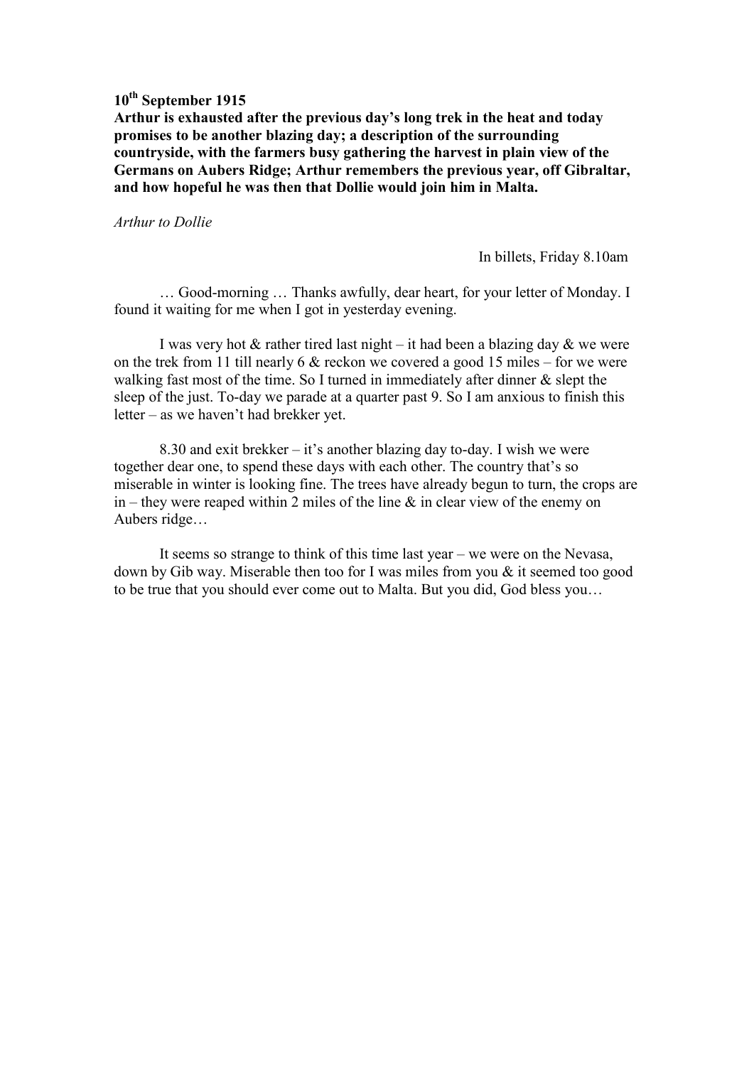**10th September 1915**

**Arthur is exhausted after the previous day's long trek in the heat and today promises to be another blazing day; a description of the surrounding countryside, with the farmers busy gathering the harvest in plain view of the Germans on Aubers Ridge; Arthur remembers the previous year, off Gibraltar, and how hopeful he was then that Dollie would join him in Malta.**

*Arthur to Dollie*

In billets, Friday 8.10am

… Good-morning … Thanks awfully, dear heart, for your letter of Monday. I found it waiting for me when I got in yesterday evening.

I was very hot & rather tired last night – it had been a blazing day & we were on the trek from 11 till nearly 6 & reckon we covered a good 15 miles – for we were walking fast most of the time. So I turned in immediately after dinner & slept the sleep of the just. To-day we parade at a quarter past 9. So I am anxious to finish this letter – as we haven't had brekker yet.

8.30 and exit brekker – it's another blazing day to-day. I wish we were together dear one, to spend these days with each other. The country that's so miserable in winter is looking fine. The trees have already begun to turn, the crops are in – they were reaped within 2 miles of the line & in clear view of the enemy on Aubers ridge…

It seems so strange to think of this time last year – we were on the Nevasa, down by Gib way. Miserable then too for I was miles from you & it seemed too good to be true that you should ever come out to Malta. But you did, God bless you…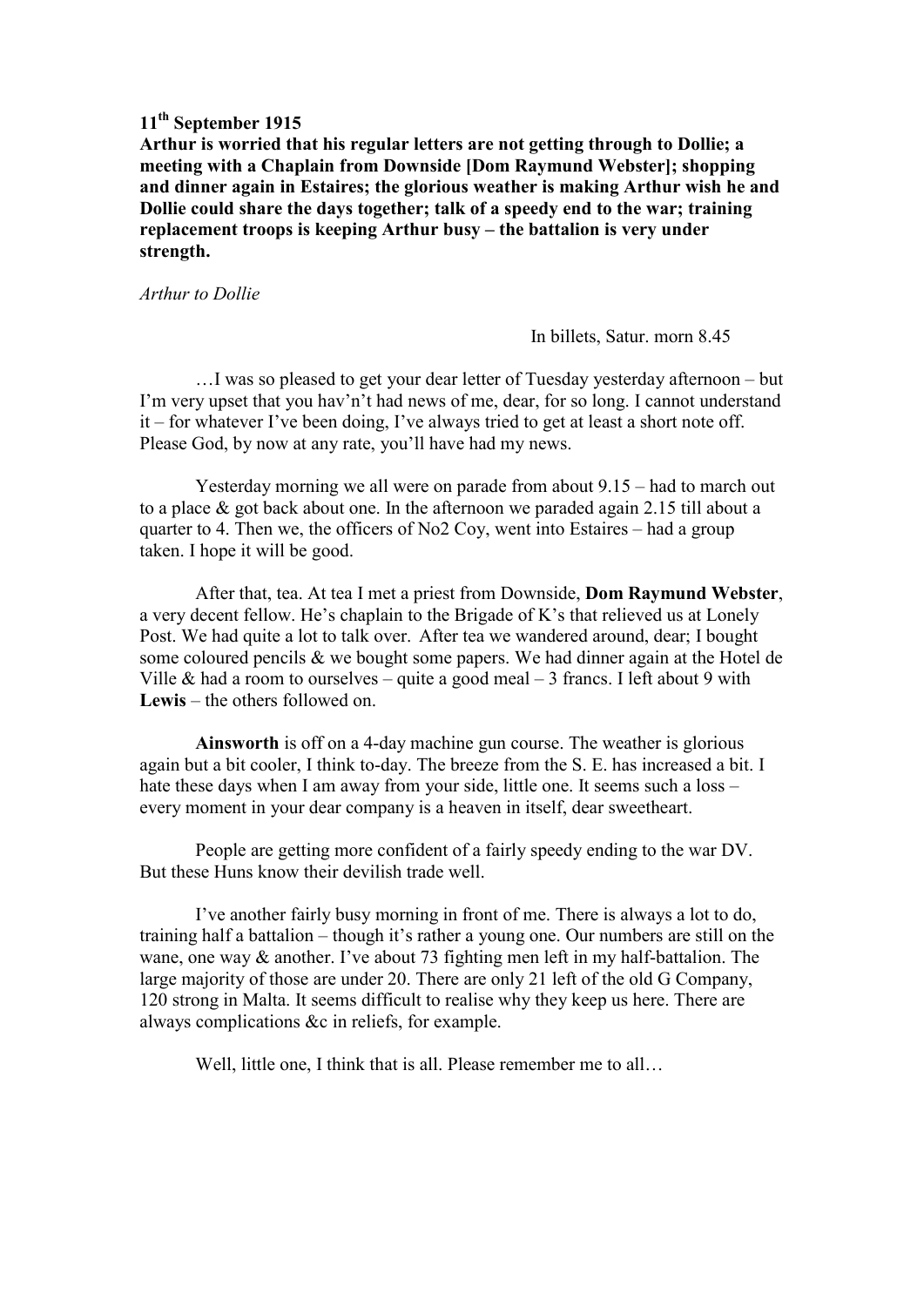**11th September 1915**

**Arthur is worried that his regular letters are not getting through to Dollie; a meeting with a Chaplain from Downside [Dom Raymund Webster]; shopping and dinner again in Estaires; the glorious weather is making Arthur wish he and Dollie could share the days together; talk of a speedy end to the war; training replacement troops is keeping Arthur busy – the battalion is very under strength.**

*Arthur to Dollie*

In billets, Satur. morn 8.45

…I was so pleased to get your dear letter of Tuesday yesterday afternoon – but I'm very upset that you hav'n't had news of me, dear, for so long. I cannot understand it – for whatever I've been doing, I've always tried to get at least a short note off. Please God, by now at any rate, you'll have had my news.

Yesterday morning we all were on parade from about 9.15 – had to march out to a place & got back about one. In the afternoon we paraded again 2.15 till about a quarter to 4. Then we, the officers of No2 Coy, went into Estaires – had a group taken. I hope it will be good.

After that, tea. At tea I met a priest from Downside, **Dom Raymund Webster**, a very decent fellow. He's chaplain to the Brigade of K's that relieved us at Lonely Post. We had quite a lot to talk over. After tea we wandered around, dear; I bought some coloured pencils & we bought some papers. We had dinner again at the Hotel de Ville & had a room to ourselves – quite a good meal – 3 francs. I left about 9 with **Lewis** – the others followed on.

**Ainsworth** is off on a 4-day machine gun course. The weather is glorious again but a bit cooler, I think to-day. The breeze from the S. E. has increased a bit. I hate these days when I am away from your side, little one. It seems such a loss – every moment in your dear company is a heaven in itself, dear sweetheart.

People are getting more confident of a fairly speedy ending to the war DV. But these Huns know their devilish trade well.

I've another fairly busy morning in front of me. There is always a lot to do, training half a battalion – though it's rather a young one. Our numbers are still on the wane, one way & another. I've about 73 fighting men left in my half-battalion. The large majority of those are under 20. There are only 21 left of the old G Company, 120 strong in Malta. It seems difficult to realise why they keep us here. There are always complications &c in reliefs, for example.

Well, little one, I think that is all. Please remember me to all…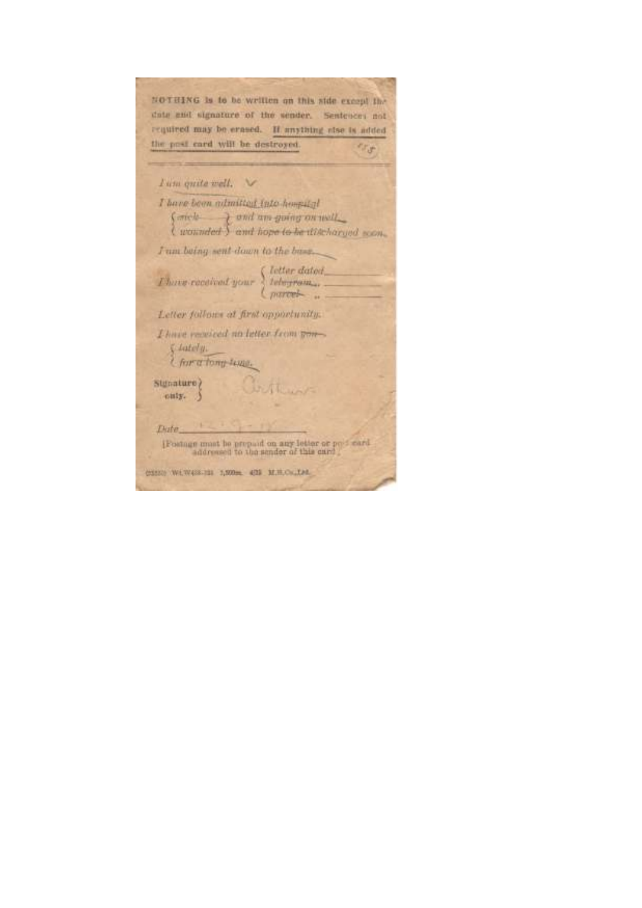**NOTHING is to be written on this side except the date and signature of the sender. Sentences not required may be erased. If anything else is added the post card will be destroyed.**

---

*I am quite well.* ✓

*~~I have been admitted into hospital~~*

*{ ~~sick~~ } ~~and am going on well.~~*
*{ ~~wounded~~ } ~~and hope to be discharged soon.~~*

*~~I am being sent down to the base.~~*

*~~I have received your~~ { letter dated ______*
*{ ~~telegram~~ " ______*
*{ ~~parcel~~ " ______*

*Letter follows at first opportunity.*

*I have received no letter from ~~you~~*
*{ lately.*
*{ ~~for a long time.~~*

**Signature only.** Arthur

*Date* 12 · 9 · 15

[Postage must be prepaid on any letter or post card addressed to the sender of this card.]

(23310) Wt.W438-121 7,500m. 4/15 M.R.Co.,Ltd.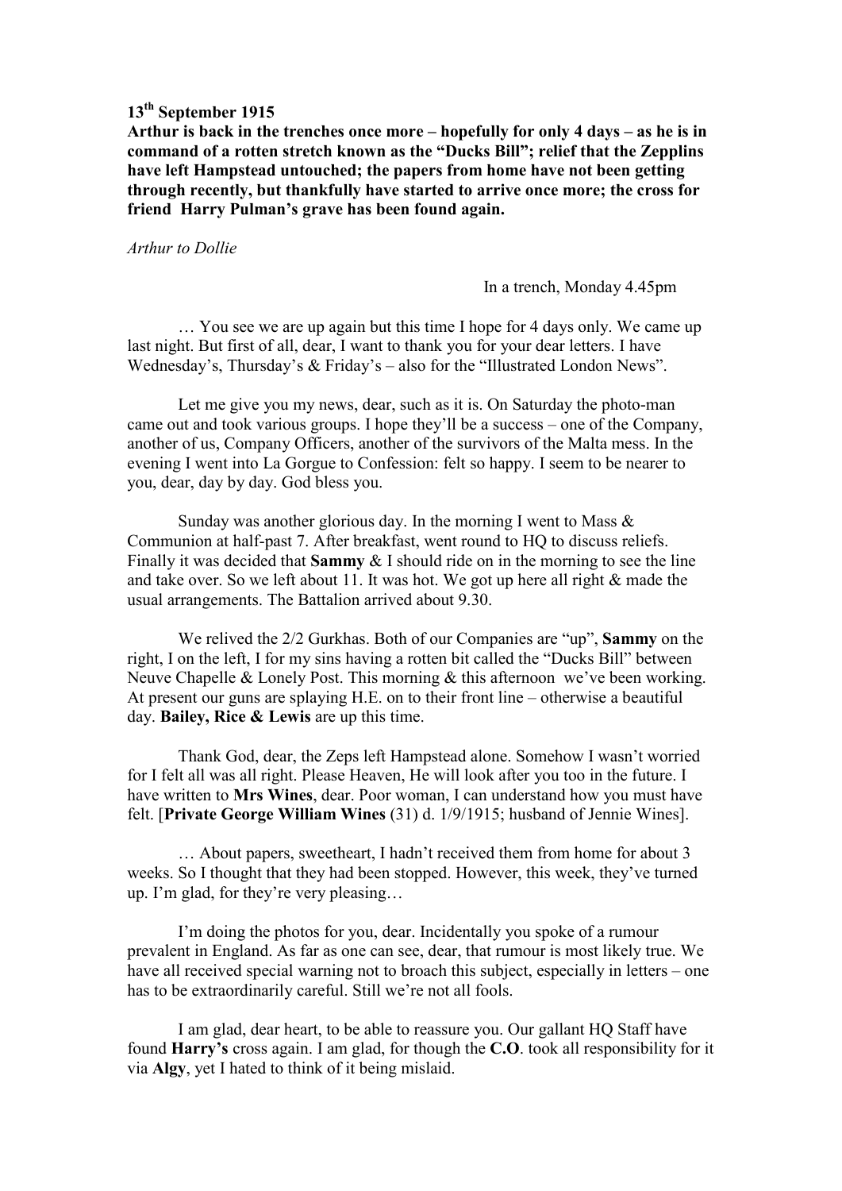**13th September 1915**

**Arthur is back in the trenches once more – hopefully for only 4 days – as he is in command of a rotten stretch known as the "Ducks Bill"; relief that the Zepplins have left Hampstead untouched; the papers from home have not been getting through recently, but thankfully have started to arrive once more; the cross for friend Harry Pulman's grave has been found again.**

*Arthur to Dollie*

In a trench, Monday 4.45pm

… You see we are up again but this time I hope for 4 days only. We came up last night. But first of all, dear, I want to thank you for your dear letters. I have Wednesday's, Thursday's & Friday's – also for the "Illustrated London News".

Let me give you my news, dear, such as it is. On Saturday the photo-man came out and took various groups. I hope they'll be a success – one of the Company, another of us, Company Officers, another of the survivors of the Malta mess. In the evening I went into La Gorgue to Confession: felt so happy. I seem to be nearer to you, dear, day by day. God bless you.

Sunday was another glorious day. In the morning I went to Mass & Communion at half-past 7. After breakfast, went round to HQ to discuss reliefs. Finally it was decided that **Sammy** & I should ride on in the morning to see the line and take over. So we left about 11. It was hot. We got up here all right & made the usual arrangements. The Battalion arrived about 9.30.

We relived the 2/2 Gurkhas. Both of our Companies are "up", **Sammy** on the right, I on the left, I for my sins having a rotten bit called the "Ducks Bill" between Neuve Chapelle & Lonely Post. This morning & this afternoon we've been working. At present our guns are splaying H.E. on to their front line – otherwise a beautiful day. **Bailey, Rice & Lewis** are up this time.

Thank God, dear, the Zeps left Hampstead alone. Somehow I wasn't worried for I felt all was all right. Please Heaven, He will look after you too in the future. I have written to **Mrs Wines**, dear. Poor woman, I can understand how you must have felt. [**Private George William Wines** (31) d. 1/9/1915; husband of Jennie Wines].

… About papers, sweetheart, I hadn't received them from home for about 3 weeks. So I thought that they had been stopped. However, this week, they've turned up. I'm glad, for they're very pleasing…

I'm doing the photos for you, dear. Incidentally you spoke of a rumour prevalent in England. As far as one can see, dear, that rumour is most likely true. We have all received special warning not to broach this subject, especially in letters – one has to be extraordinarily careful. Still we're not all fools.

I am glad, dear heart, to be able to reassure you. Our gallant HQ Staff have found **Harry's** cross again. I am glad, for though the **C.O**. took all responsibility for it via **Algy**, yet I hated to think of it being mislaid.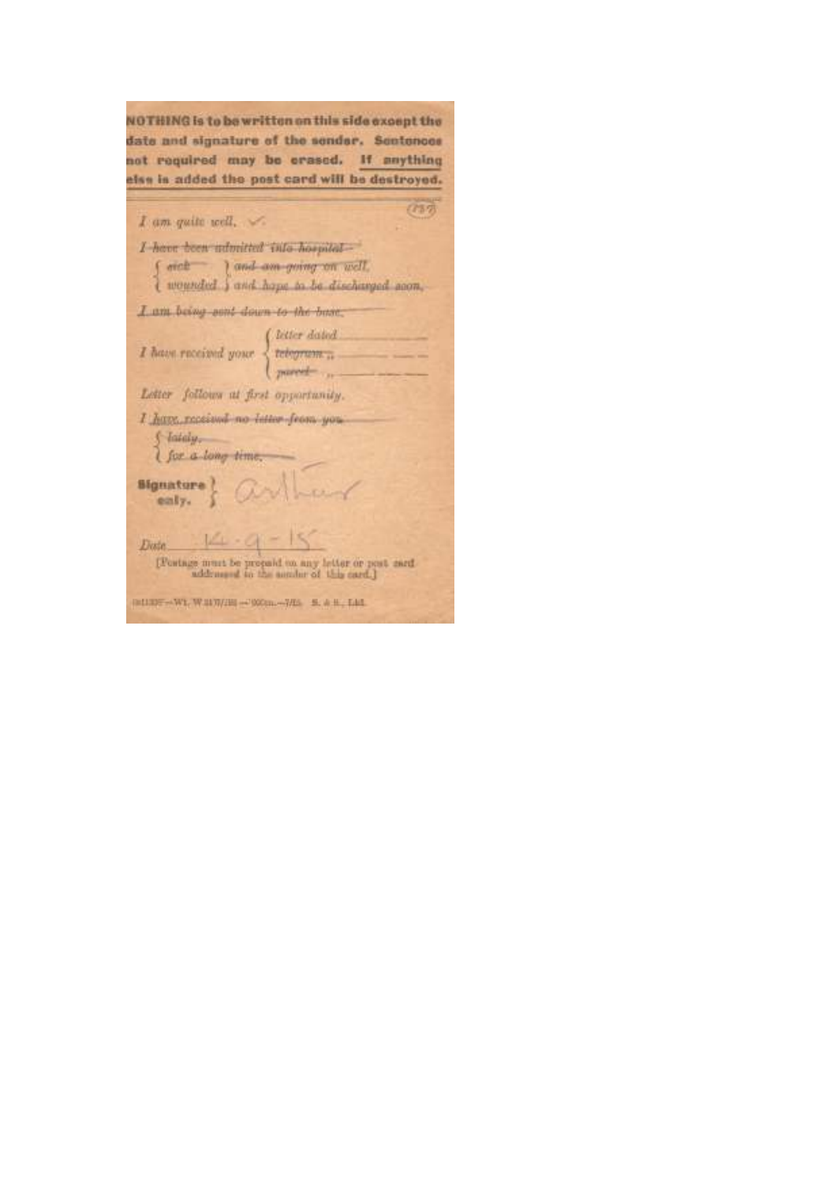**NOTHING is to be written on this side except the date and signature of the sender. Sentences not required may be erased. If anything else is added the post card will be destroyed.**

(757)

*I am quite well.* ✓

~~*I have been admitted into hospital*~~

{ ~~*sick*~~ } ~~*and am going on well.*~~
{ ~~*wounded*~~ } ~~*and hope to be discharged soon.*~~

~~*I am being sent down to the base.*~~

*I have received your* { *letter dated* ________
{ ~~*telegram*~~ ,, ________
{ ~~*parcel*~~ ,, ________

*Letter follows at first opportunity.*

~~*I have received no letter from you*~~
{ ~~*lately,*~~
{ ~~*for a long time.*~~

**Signature only.** } arthur

*Date* 14-9-15

[Postage must be prepaid on any letter or post card addressed to the sender of this card.]

(M1339?—W1. W 2470/193—?000m.—7/15. S. & S., Ltd.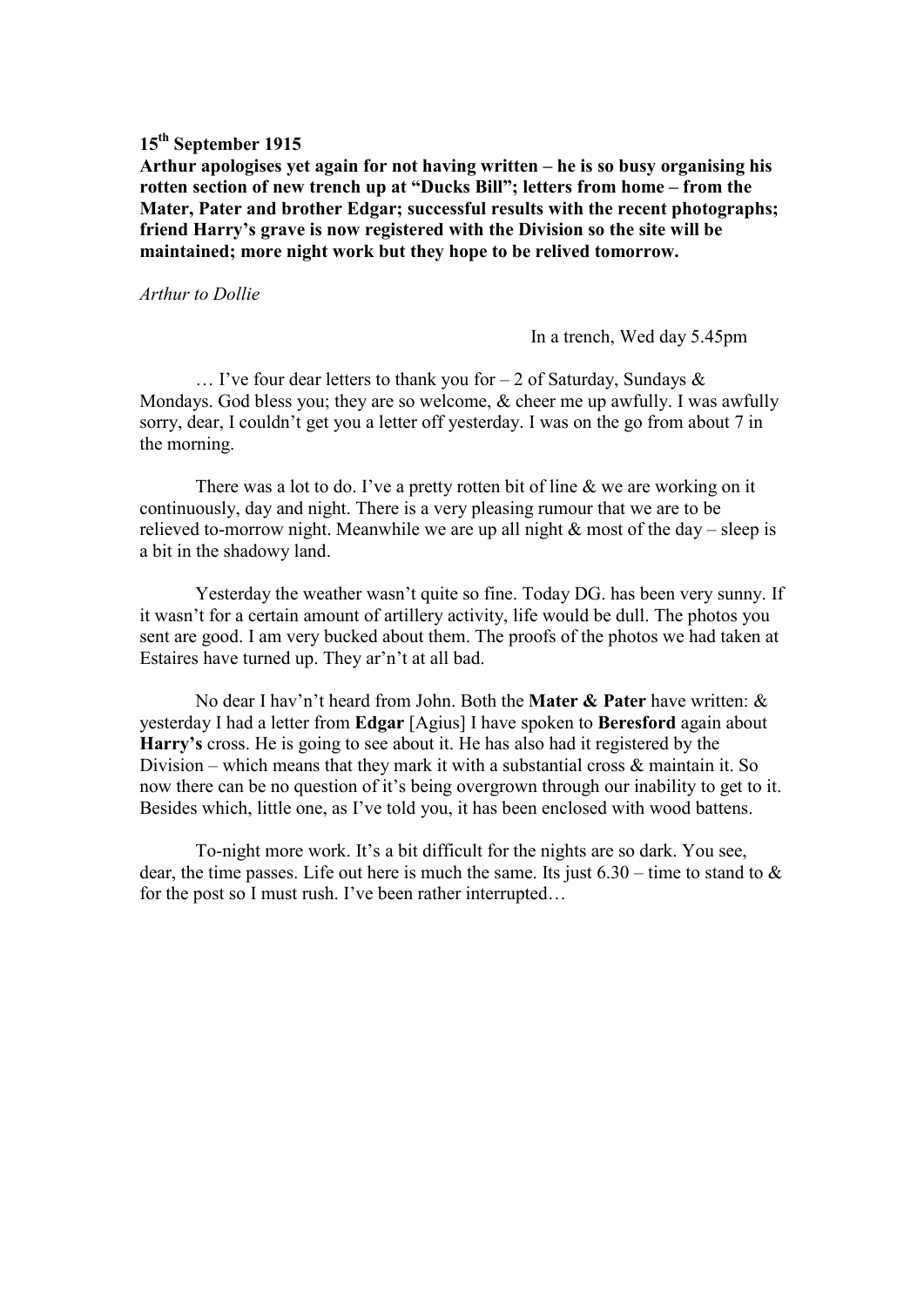**15th September 1915**

**Arthur apologises yet again for not having written – he is so busy organising his rotten section of new trench up at "Ducks Bill"; letters from home – from the Mater, Pater and brother Edgar; successful results with the recent photographs; friend Harry's grave is now registered with the Division so the site will be maintained; more night work but they hope to be relived tomorrow.**

*Arthur to Dollie*

In a trench, Wed day 5.45pm

… I've four dear letters to thank you for – 2 of Saturday, Sundays & Mondays. God bless you; they are so welcome, & cheer me up awfully. I was awfully sorry, dear, I couldn't get you a letter off yesterday. I was on the go from about 7 in the morning.

There was a lot to do. I've a pretty rotten bit of line & we are working on it continuously, day and night. There is a very pleasing rumour that we are to be relieved to-morrow night. Meanwhile we are up all night & most of the day – sleep is a bit in the shadowy land.

Yesterday the weather wasn't quite so fine. Today DG. has been very sunny. If it wasn't for a certain amount of artillery activity, life would be dull. The photos you sent are good. I am very bucked about them. The proofs of the photos we had taken at Estaires have turned up. They ar'n't at all bad.

No dear I hav'n't heard from John. Both the **Mater & Pater** have written: & yesterday I had a letter from **Edgar** [Agius] I have spoken to **Beresford** again about **Harry's** cross. He is going to see about it. He has also had it registered by the Division – which means that they mark it with a substantial cross & maintain it. So now there can be no question of it's being overgrown through our inability to get to it. Besides which, little one, as I've told you, it has been enclosed with wood battens.

To-night more work. It's a bit difficult for the nights are so dark. You see, dear, the time passes. Life out here is much the same. Its just 6.30 – time to stand to & for the post so I must rush. I've been rather interrupted…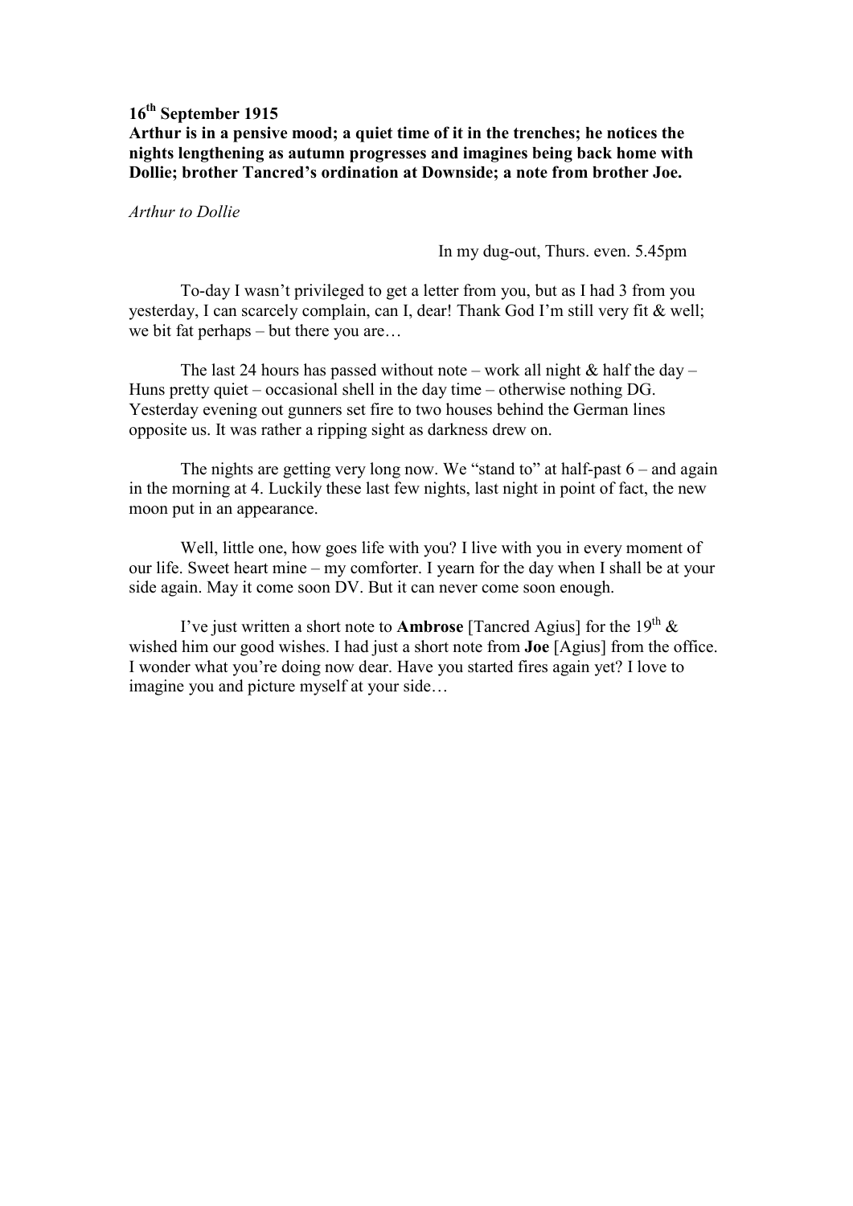**16th September 1915**

**Arthur is in a pensive mood; a quiet time of it in the trenches; he notices the nights lengthening as autumn progresses and imagines being back home with Dollie; brother Tancred's ordination at Downside; a note from brother Joe.**

*Arthur to Dollie*

In my dug-out, Thurs. even. 5.45pm

To-day I wasn't privileged to get a letter from you, but as I had 3 from you yesterday, I can scarcely complain, can I, dear! Thank God I'm still very fit & well; we bit fat perhaps – but there you are…

The last 24 hours has passed without note – work all night & half the day – Huns pretty quiet – occasional shell in the day time – otherwise nothing DG. Yesterday evening out gunners set fire to two houses behind the German lines opposite us. It was rather a ripping sight as darkness drew on.

The nights are getting very long now. We "stand to" at half-past 6 – and again in the morning at 4. Luckily these last few nights, last night in point of fact, the new moon put in an appearance.

Well, little one, how goes life with you? I live with you in every moment of our life. Sweet heart mine – my comforter. I yearn for the day when I shall be at your side again. May it come soon DV. But it can never come soon enough.

I've just written a short note to **Ambrose** [Tancred Agius] for the 19th & wished him our good wishes. I had just a short note from **Joe** [Agius] from the office. I wonder what you're doing now dear. Have you started fires again yet? I love to imagine you and picture myself at your side…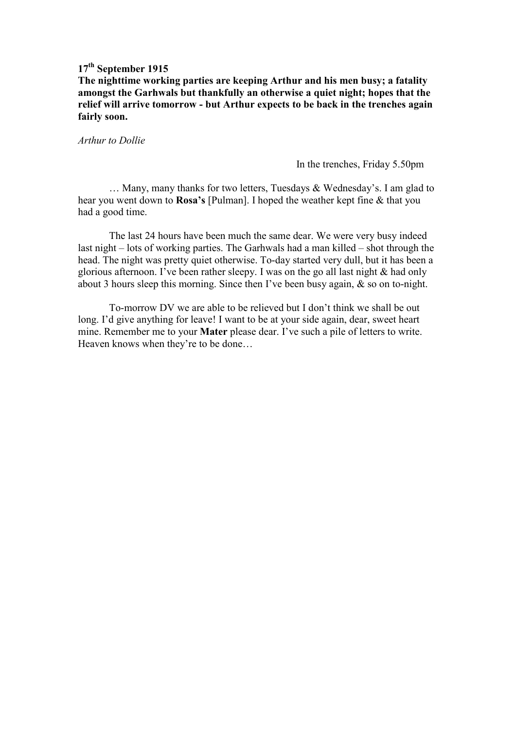**17th September 1915**

**The nighttime working parties are keeping Arthur and his men busy; a fatality amongst the Garhwals but thankfully an otherwise a quiet night; hopes that the relief will arrive tomorrow - but Arthur expects to be back in the trenches again fairly soon.**

*Arthur to Dollie*

In the trenches, Friday 5.50pm

… Many, many thanks for two letters, Tuesdays & Wednesday's. I am glad to hear you went down to **Rosa's** [Pulman]. I hoped the weather kept fine & that you had a good time.

The last 24 hours have been much the same dear. We were very busy indeed last night – lots of working parties. The Garhwals had a man killed – shot through the head. The night was pretty quiet otherwise. To-day started very dull, but it has been a glorious afternoon. I've been rather sleepy. I was on the go all last night & had only about 3 hours sleep this morning. Since then I've been busy again, & so on to-night.

To-morrow DV we are able to be relieved but I don't think we shall be out long. I'd give anything for leave! I want to be at your side again, dear, sweet heart mine. Remember me to your **Mater** please dear. I've such a pile of letters to write. Heaven knows when they're to be done…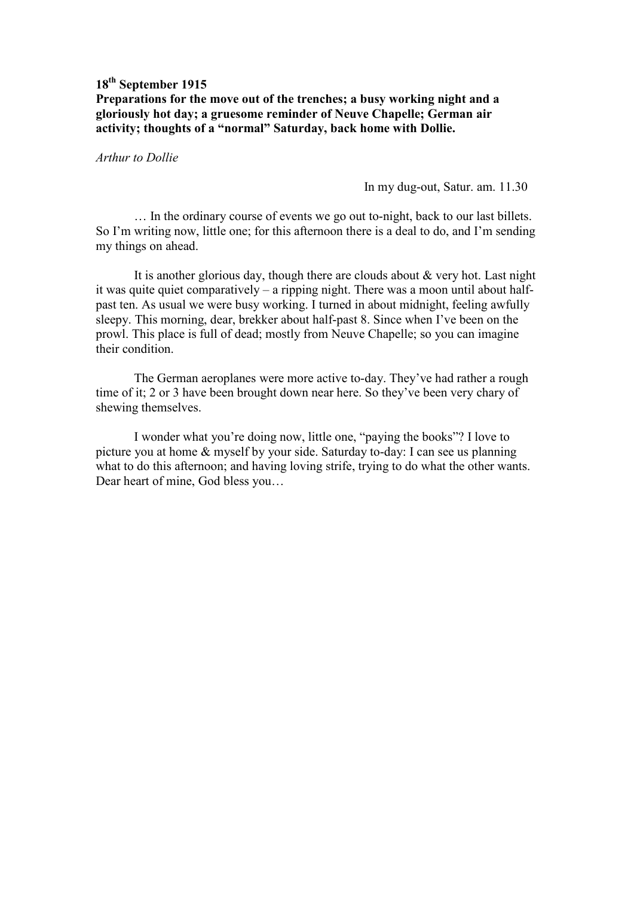**18th September 1915**

**Preparations for the move out of the trenches; a busy working night and a gloriously hot day; a gruesome reminder of Neuve Chapelle; German air activity; thoughts of a "normal" Saturday, back home with Dollie.**

*Arthur to Dollie*

In my dug-out, Satur. am. 11.30

… In the ordinary course of events we go out to-night, back to our last billets. So I'm writing now, little one; for this afternoon there is a deal to do, and I'm sending my things on ahead.

It is another glorious day, though there are clouds about & very hot. Last night it was quite quiet comparatively – a ripping night. There was a moon until about half-past ten. As usual we were busy working. I turned in about midnight, feeling awfully sleepy. This morning, dear, brekker about half-past 8. Since when I've been on the prowl. This place is full of dead; mostly from Neuve Chapelle; so you can imagine their condition.

The German aeroplanes were more active to-day. They've had rather a rough time of it; 2 or 3 have been brought down near here. So they've been very chary of shewing themselves.

I wonder what you're doing now, little one, "paying the books"? I love to picture you at home & myself by your side. Saturday to-day: I can see us planning what to do this afternoon; and having loving strife, trying to do what the other wants. Dear heart of mine, God bless you…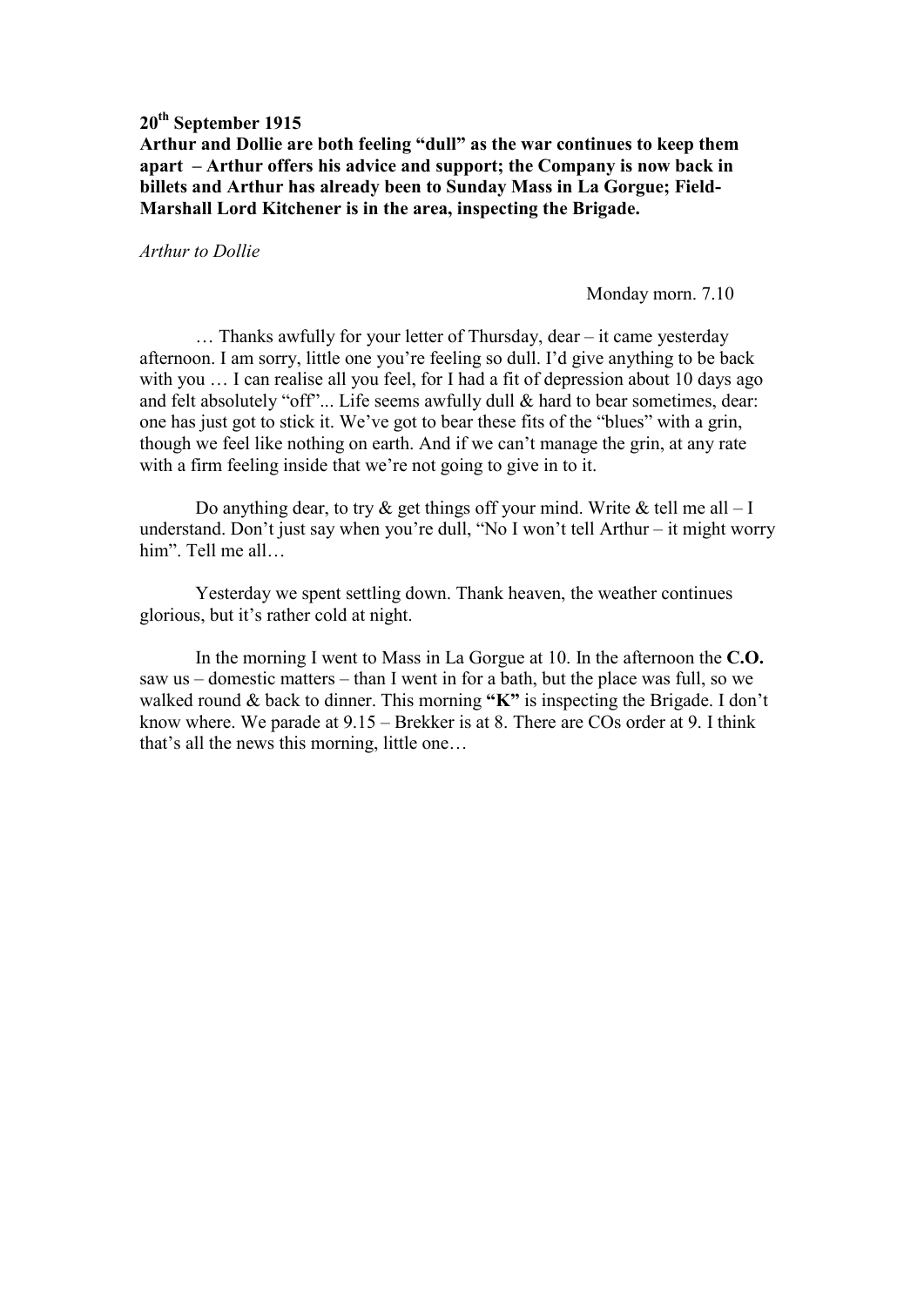**20th September 1915**

**Arthur and Dollie are both feeling "dull" as the war continues to keep them apart – Arthur offers his advice and support; the Company is now back in billets and Arthur has already been to Sunday Mass in La Gorgue; Field-Marshall Lord Kitchener is in the area, inspecting the Brigade.**

*Arthur to Dollie*

Monday morn. 7.10

… Thanks awfully for your letter of Thursday, dear – it came yesterday afternoon. I am sorry, little one you're feeling so dull. I'd give anything to be back with you … I can realise all you feel, for I had a fit of depression about 10 days ago and felt absolutely "off"... Life seems awfully dull & hard to bear sometimes, dear: one has just got to stick it. We've got to bear these fits of the "blues" with a grin, though we feel like nothing on earth. And if we can't manage the grin, at any rate with a firm feeling inside that we're not going to give in to it.

Do anything dear, to try & get things off your mind. Write & tell me all – I understand. Don't just say when you're dull, "No I won't tell Arthur – it might worry him". Tell me all…

Yesterday we spent settling down. Thank heaven, the weather continues glorious, but it's rather cold at night.

In the morning I went to Mass in La Gorgue at 10. In the afternoon the **C.O.** saw us – domestic matters – than I went in for a bath, but the place was full, so we walked round & back to dinner. This morning **"K"** is inspecting the Brigade. I don't know where. We parade at 9.15 – Brekker is at 8. There are COs order at 9. I think that's all the news this morning, little one…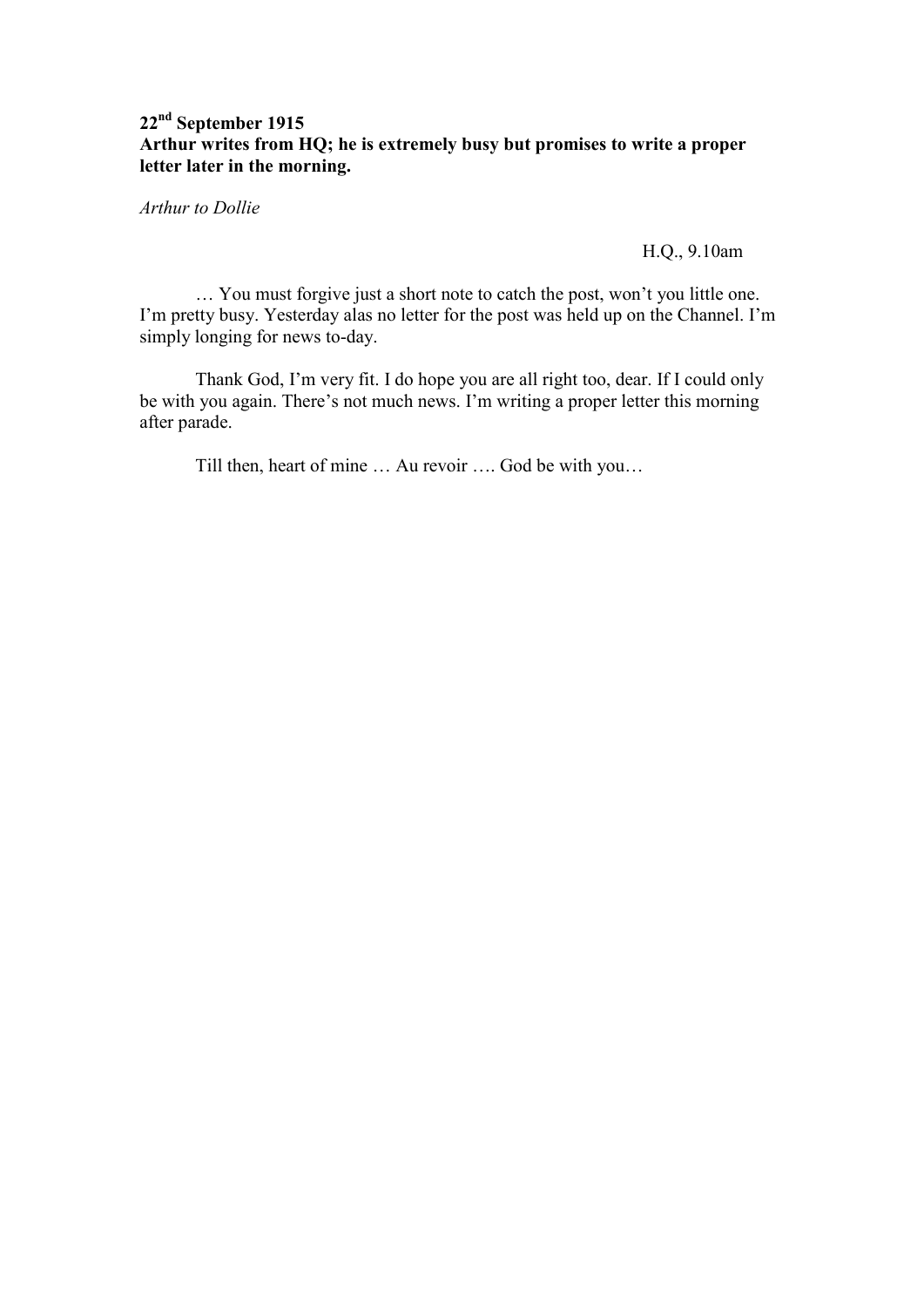**22nd September 1915**
**Arthur writes from HQ; he is extremely busy but promises to write a proper letter later in the morning.**

*Arthur to Dollie*

H.Q., 9.10am

… You must forgive just a short note to catch the post, won't you little one. I'm pretty busy. Yesterday alas no letter for the post was held up on the Channel. I'm simply longing for news to-day.

Thank God, I'm very fit. I do hope you are all right too, dear. If I could only be with you again. There's not much news. I'm writing a proper letter this morning after parade.

Till then, heart of mine … Au revoir …. God be with you…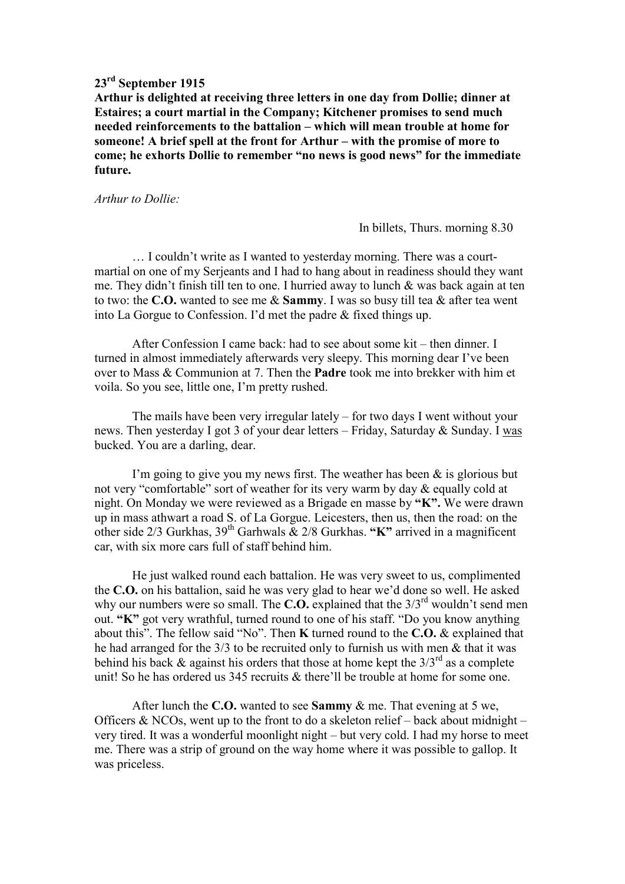**23rd September 1915**

**Arthur is delighted at receiving three letters in one day from Dollie; dinner at Estaires; a court martial in the Company; Kitchener promises to send much needed reinforcements to the battalion – which will mean trouble at home for someone! A brief spell at the front for Arthur – with the promise of more to come; he exhorts Dollie to remember "no news is good news" for the immediate future.**

*Arthur to Dollie:*

In billets, Thurs. morning 8.30

… I couldn't write as I wanted to yesterday morning. There was a court-martial on one of my Serjeants and I had to hang about in readiness should they want me. They didn't finish till ten to one. I hurried away to lunch & was back again at ten to two: the **C.O.** wanted to see me & **Sammy**. I was so busy till tea & after tea went into La Gorgue to Confession. I'd met the padre & fixed things up.

After Confession I came back: had to see about some kit – then dinner. I turned in almost immediately afterwards very sleepy. This morning dear I've been over to Mass & Communion at 7. Then the **Padre** took me into brekker with him et voila. So you see, little one, I'm pretty rushed.

The mails have been very irregular lately – for two days I went without your news. Then yesterday I got 3 of your dear letters – Friday, Saturday & Sunday. I <u>was</u> bucked. You are a darling, dear.

I'm going to give you my news first. The weather has been & is glorious but not very "comfortable" sort of weather for its very warm by day & equally cold at night. On Monday we were reviewed as a Brigade en masse by **"K".** We were drawn up in mass athwart a road S. of La Gorgue. Leicesters, then us, then the road: on the other side 2/3 Gurkhas, 39th Garhwals & 2/8 Gurkhas. **"K"** arrived in a magnificent car, with six more cars full of staff behind him.

He just walked round each battalion. He was very sweet to us, complimented the **C.O.** on his battalion, said he was very glad to hear we'd done so well. He asked why our numbers were so small. The **C.O.** explained that the 3/3rd wouldn't send men out. **"K"** got very wrathful, turned round to one of his staff. "Do you know anything about this". The fellow said "No". Then **K** turned round to the **C.O.** & explained that he had arranged for the 3/3 to be recruited only to furnish us with men & that it was behind his back & against his orders that those at home kept the 3/3rd as a complete unit! So he has ordered us 345 recruits & there'll be trouble at home for some one.

After lunch the **C.O.** wanted to see **Sammy** & me. That evening at 5 we, Officers & NCOs, went up to the front to do a skeleton relief – back about midnight – very tired. It was a wonderful moonlight night – but very cold. I had my horse to meet me. There was a strip of ground on the way home where it was possible to gallop. It was priceless.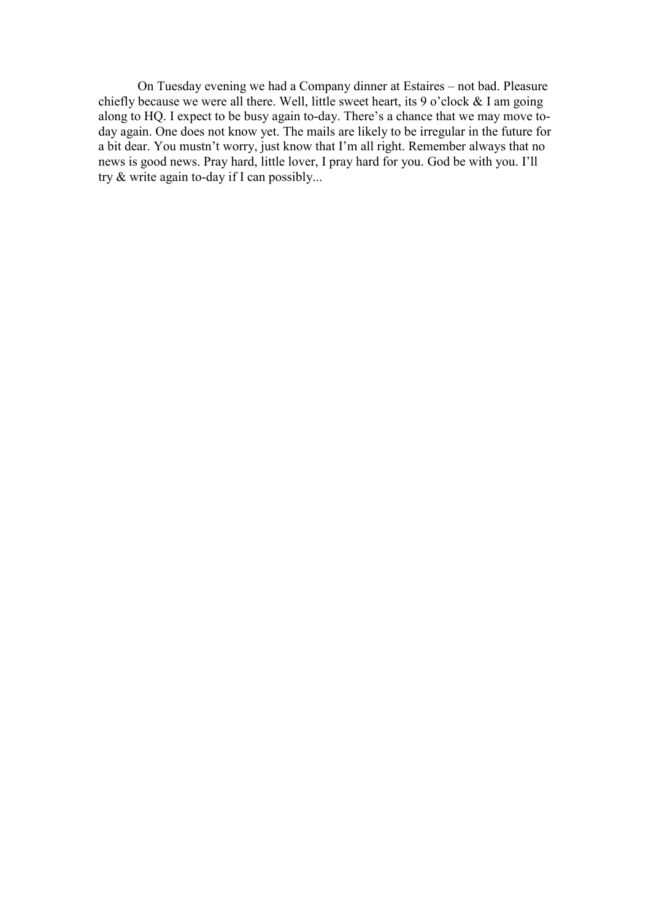On Tuesday evening we had a Company dinner at Estaires – not bad. Pleasure chiefly because we were all there. Well, little sweet heart, its 9 o'clock & I am going along to HQ. I expect to be busy again to-day. There's a chance that we may move to-day again. One does not know yet. The mails are likely to be irregular in the future for a bit dear. You mustn't worry, just know that I'm all right. Remember always that no news is good news. Pray hard, little lover, I pray hard for you. God be with you. I'll try & write again to-day if I can possibly...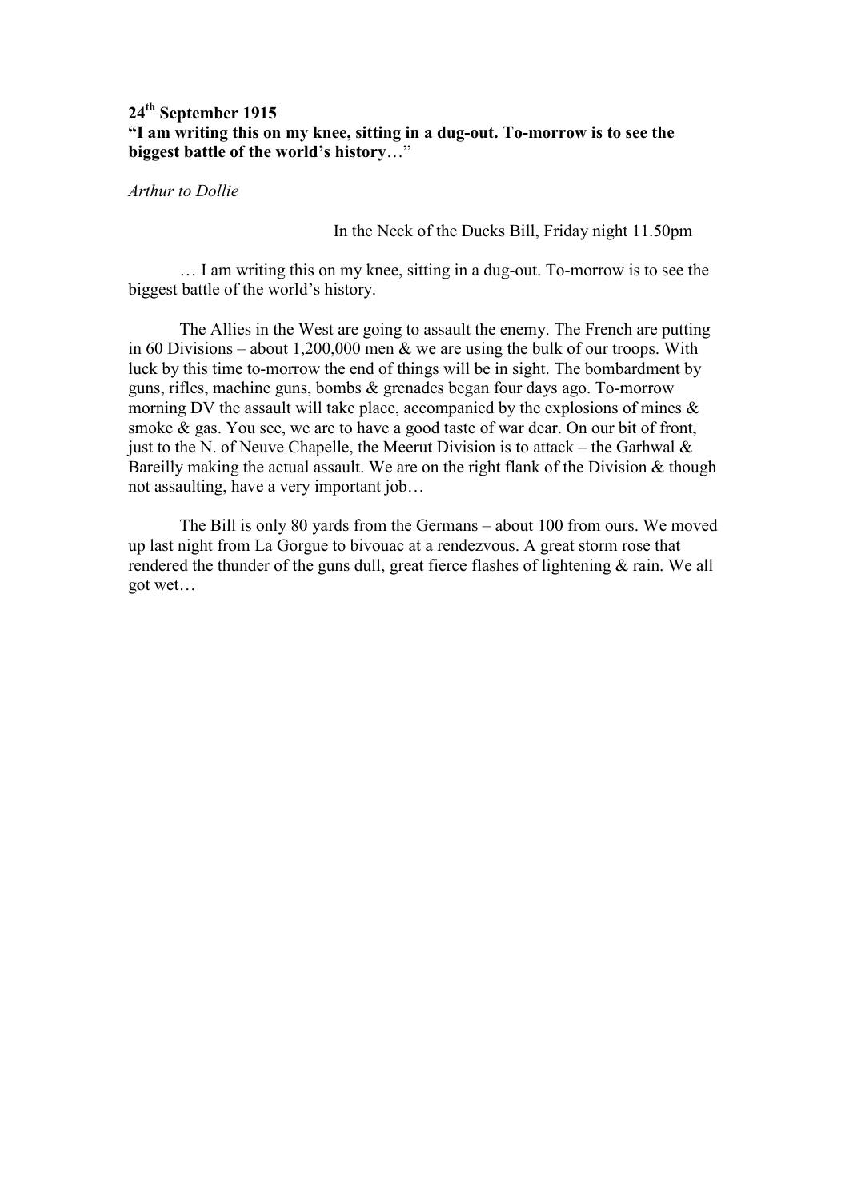**24th September 1915**
**"I am writing this on my knee, sitting in a dug-out. To-morrow is to see the biggest battle of the world's history**…"

*Arthur to Dollie*

In the Neck of the Ducks Bill, Friday night 11.50pm

… I am writing this on my knee, sitting in a dug-out. To-morrow is to see the biggest battle of the world's history.

The Allies in the West are going to assault the enemy. The French are putting in 60 Divisions – about 1,200,000 men & we are using the bulk of our troops. With luck by this time to-morrow the end of things will be in sight. The bombardment by guns, rifles, machine guns, bombs & grenades began four days ago. To-morrow morning DV the assault will take place, accompanied by the explosions of mines & smoke & gas. You see, we are to have a good taste of war dear. On our bit of front, just to the N. of Neuve Chapelle, the Meerut Division is to attack – the Garhwal & Bareilly making the actual assault. We are on the right flank of the Division & though not assaulting, have a very important job…

The Bill is only 80 yards from the Germans – about 100 from ours. We moved up last night from La Gorgue to bivouac at a rendezvous. A great storm rose that rendered the thunder of the guns dull, great fierce flashes of lightening & rain. We all got wet…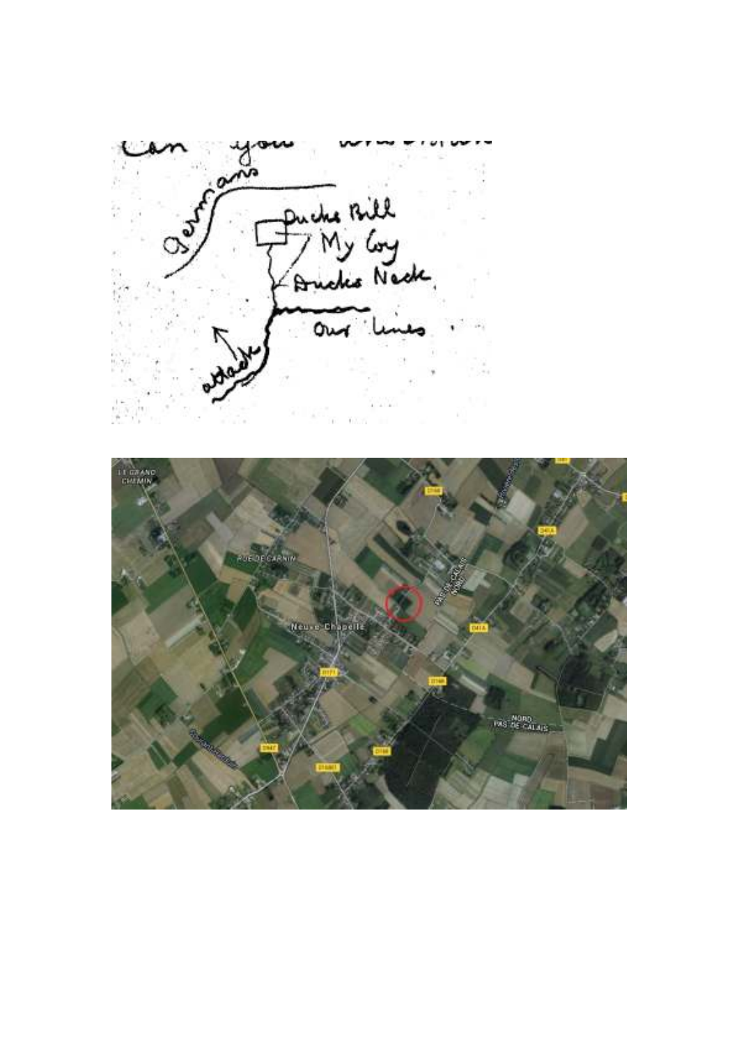Can you understand

Germans

Ducks Bill

My Coy

Ducks Neck

Our lines

attack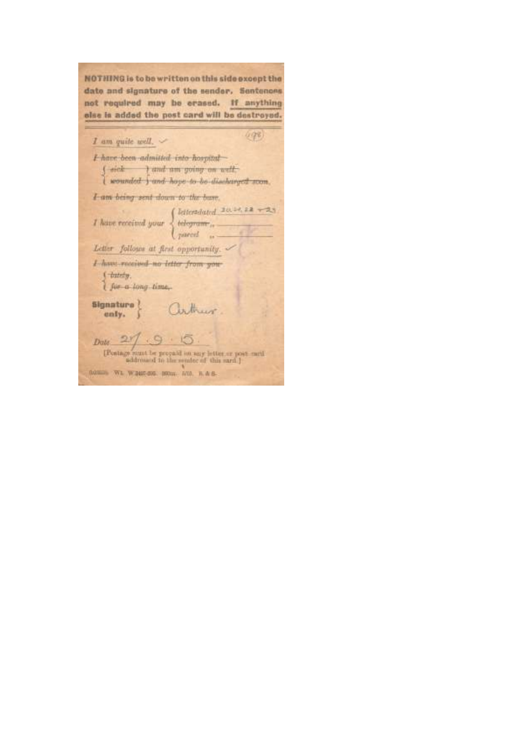**NOTHING is to be written on this side except the date and signature of the sender. Sentences not required may be erased. If anything else is added the post card will be destroyed.**

(498)

I am quite well. ✓

~~I have been admitted into hospital~~

~~sick~~ } ~~and am going on well.~~
~~wounded~~ } ~~and hope to be discharged soon.~~

~~I am being sent down to the base.~~

I have received your { letter dated 20.21.22 + 23
~~telegram~~ ,, ______
parcel ,, ______

Letter follows at first opportunity. ✓

~~I have received no letter from you~~
~~lately.~~
~~for a long time.~~

**Signature only.** } Arthur.

Date 27 . 9 . 15 .

[Postage must be prepaid on any letter or post card addressed to the sender of this card.]

(A2025) Wt. W 3497-293. 360m. 5/15. H. & S.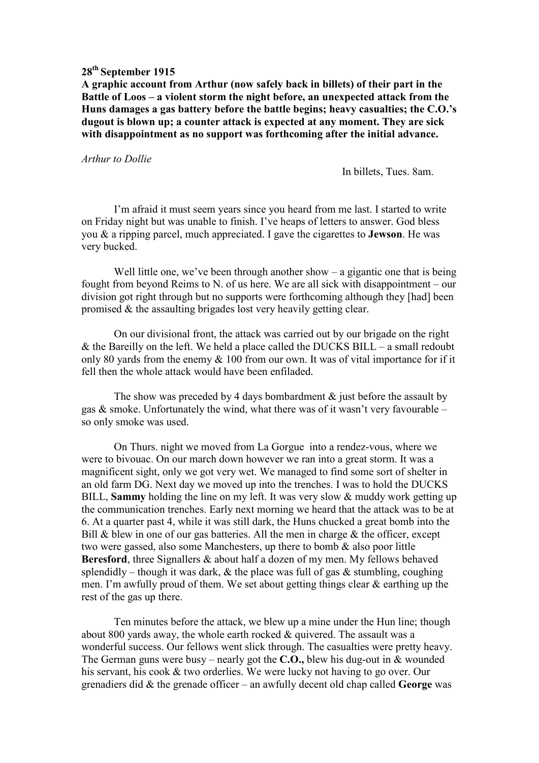**28th September 1915**

**A graphic account from Arthur (now safely back in billets) of their part in the Battle of Loos – a violent storm the night before, an unexpected attack from the Huns damages a gas battery before the battle begins; heavy casualties; the C.O.'s dugout is blown up; a counter attack is expected at any moment. They are sick with disappointment as no support was forthcoming after the initial advance.**

*Arthur to Dollie*

In billets, Tues. 8am.

I'm afraid it must seem years since you heard from me last. I started to write on Friday night but was unable to finish. I've heaps of letters to answer. God bless you & a ripping parcel, much appreciated. I gave the cigarettes to **Jewson**. He was very bucked.

Well little one, we've been through another show – a gigantic one that is being fought from beyond Reims to N. of us here. We are all sick with disappointment – our division got right through but no supports were forthcoming although they [had] been promised & the assaulting brigades lost very heavily getting clear.

On our divisional front, the attack was carried out by our brigade on the right & the Bareilly on the left. We held a place called the DUCKS BILL – a small redoubt only 80 yards from the enemy & 100 from our own. It was of vital importance for if it fell then the whole attack would have been enfiladed.

The show was preceded by 4 days bombardment & just before the assault by gas & smoke. Unfortunately the wind, what there was of it wasn't very favourable – so only smoke was used.

On Thurs. night we moved from La Gorgue into a rendez-vous, where we were to bivouac. On our march down however we ran into a great storm. It was a magnificent sight, only we got very wet. We managed to find some sort of shelter in an old farm DG. Next day we moved up into the trenches. I was to hold the DUCKS BILL, **Sammy** holding the line on my left. It was very slow & muddy work getting up the communication trenches. Early next morning we heard that the attack was to be at 6. At a quarter past 4, while it was still dark, the Huns chucked a great bomb into the Bill & blew in one of our gas batteries. All the men in charge & the officer, except two were gassed, also some Manchesters, up there to bomb & also poor little **Beresford**, three Signallers & about half a dozen of my men. My fellows behaved splendidly – though it was dark, & the place was full of gas & stumbling, coughing men. I'm awfully proud of them. We set about getting things clear & earthing up the rest of the gas up there.

Ten minutes before the attack, we blew up a mine under the Hun line; though about 800 yards away, the whole earth rocked & quivered. The assault was a wonderful success. Our fellows went slick through. The casualties were pretty heavy. The German guns were busy – nearly got the **C.O.,** blew his dug-out in & wounded his servant, his cook & two orderlies. We were lucky not having to go over. Our grenadiers did & the grenade officer – an awfully decent old chap called **George** was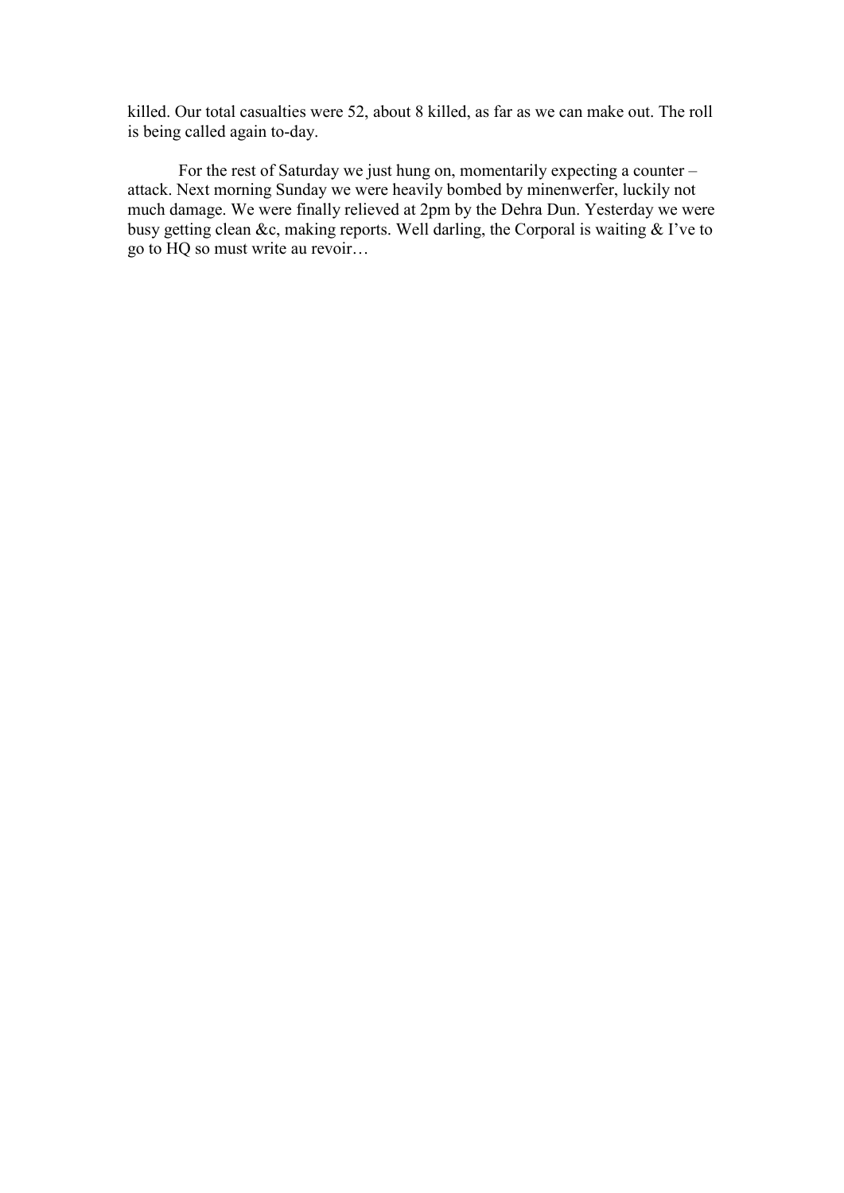killed. Our total casualties were 52, about 8 killed, as far as we can make out. The roll is being called again to-day.

For the rest of Saturday we just hung on, momentarily expecting a counter – attack. Next morning Sunday we were heavily bombed by minenwerfer, luckily not much damage. We were finally relieved at 2pm by the Dehra Dun. Yesterday we were busy getting clean &c, making reports. Well darling, the Corporal is waiting & I've to go to HQ so must write au revoir…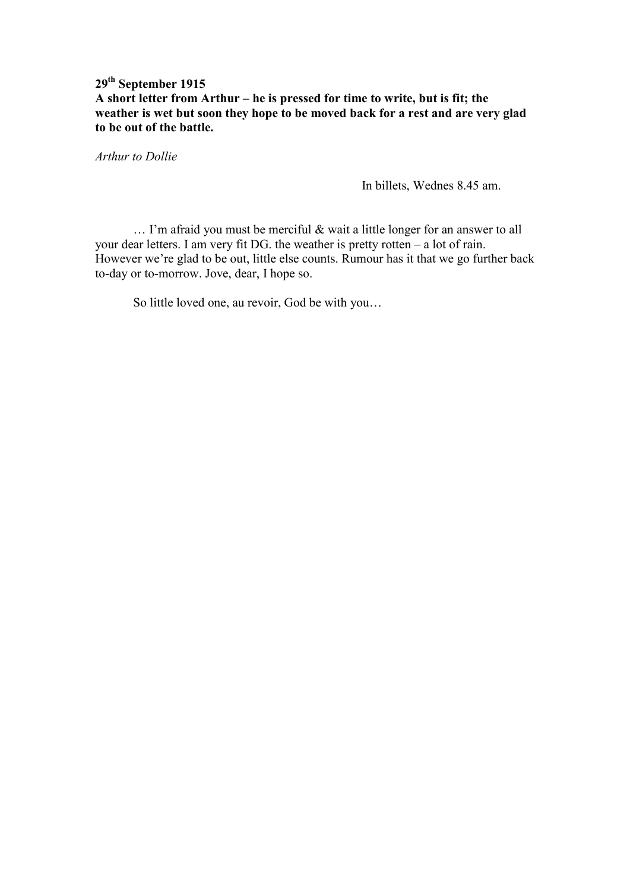**29th September 1915**

**A short letter from Arthur – he is pressed for time to write, but is fit; the weather is wet but soon they hope to be moved back for a rest and are very glad to be out of the battle.**

*Arthur to Dollie*

In billets, Wednes 8.45 am.

… I'm afraid you must be merciful & wait a little longer for an answer to all your dear letters. I am very fit DG. the weather is pretty rotten – a lot of rain. However we're glad to be out, little else counts. Rumour has it that we go further back to-day or to-morrow. Jove, dear, I hope so.

So little loved one, au revoir, God be with you…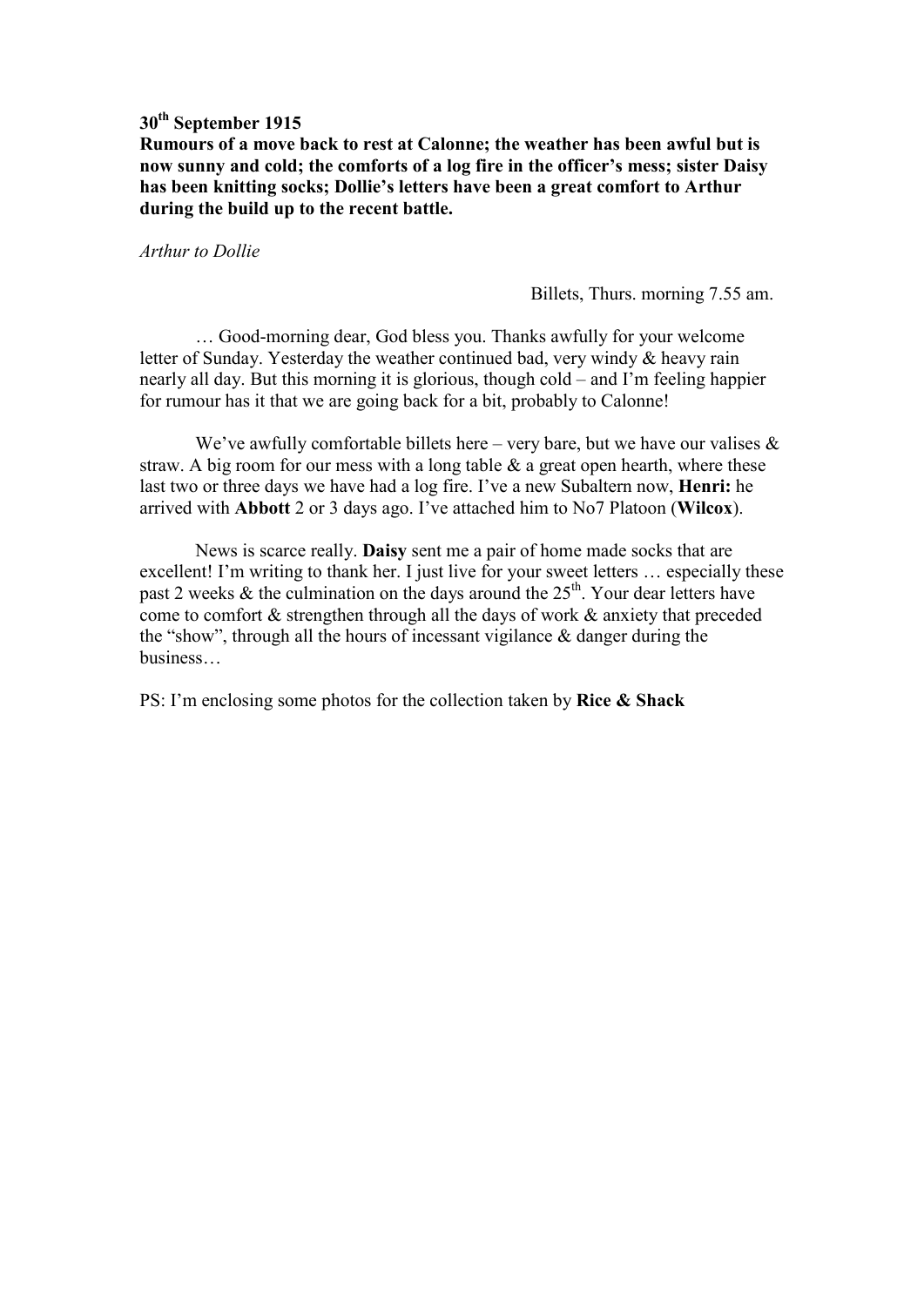**30th September 1915**

**Rumours of a move back to rest at Calonne; the weather has been awful but is now sunny and cold; the comforts of a log fire in the officer's mess; sister Daisy has been knitting socks; Dollie's letters have been a great comfort to Arthur during the build up to the recent battle.**

*Arthur to Dollie*

Billets, Thurs. morning 7.55 am.

… Good-morning dear, God bless you. Thanks awfully for your welcome letter of Sunday. Yesterday the weather continued bad, very windy & heavy rain nearly all day. But this morning it is glorious, though cold – and I'm feeling happier for rumour has it that we are going back for a bit, probably to Calonne!

We've awfully comfortable billets here – very bare, but we have our valises & straw. A big room for our mess with a long table & a great open hearth, where these last two or three days we have had a log fire. I've a new Subaltern now, **Henri:** he arrived with **Abbott** 2 or 3 days ago. I've attached him to No7 Platoon (**Wilcox**).

News is scarce really. **Daisy** sent me a pair of home made socks that are excellent! I'm writing to thank her. I just live for your sweet letters … especially these past 2 weeks & the culmination on the days around the 25th. Your dear letters have come to comfort & strengthen through all the days of work & anxiety that preceded the "show", through all the hours of incessant vigilance & danger during the business…

PS: I'm enclosing some photos for the collection taken by **Rice & Shack**